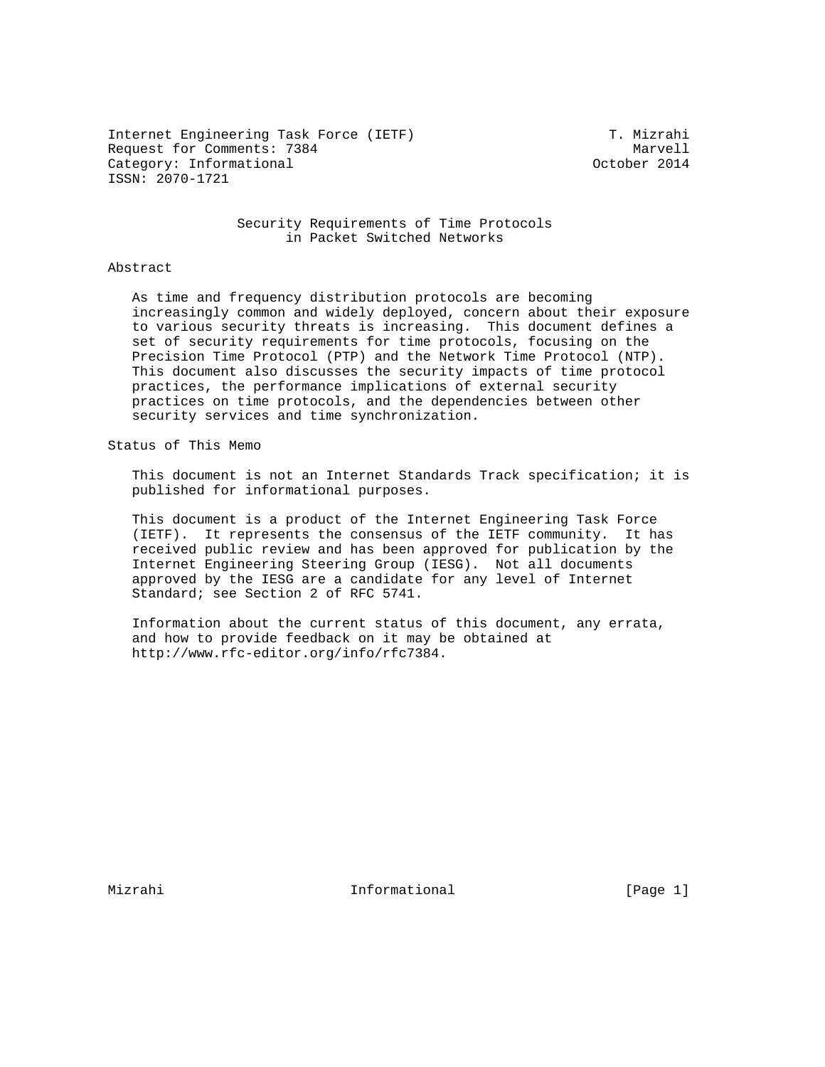Internet Engineering Task Force (IETF) T. Mizrahi
Request for Comments: 7384 Marvell
Category: Informational October 2014
ISSN: 2070-1721

# Security Requirements of Time Protocols in Packet Switched Networks

## Abstract

As time and frequency distribution protocols are becoming increasingly common and widely deployed, concern about their exposure to various security threats is increasing. This document defines a set of security requirements for time protocols, focusing on the Precision Time Protocol (PTP) and the Network Time Protocol (NTP). This document also discusses the security impacts of time protocol practices, the performance implications of external security practices on time protocols, and the dependencies between other security services and time synchronization.

## Status of This Memo

This document is not an Internet Standards Track specification; it is published for informational purposes.

This document is a product of the Internet Engineering Task Force (IETF). It represents the consensus of the IETF community. It has received public review and has been approved for publication by the Internet Engineering Steering Group (IESG). Not all documents approved by the IESG are a candidate for any level of Internet Standard; see Section 2 of RFC 5741.

Information about the current status of this document, any errata, and how to provide feedback on it may be obtained at http://www.rfc-editor.org/info/rfc7384.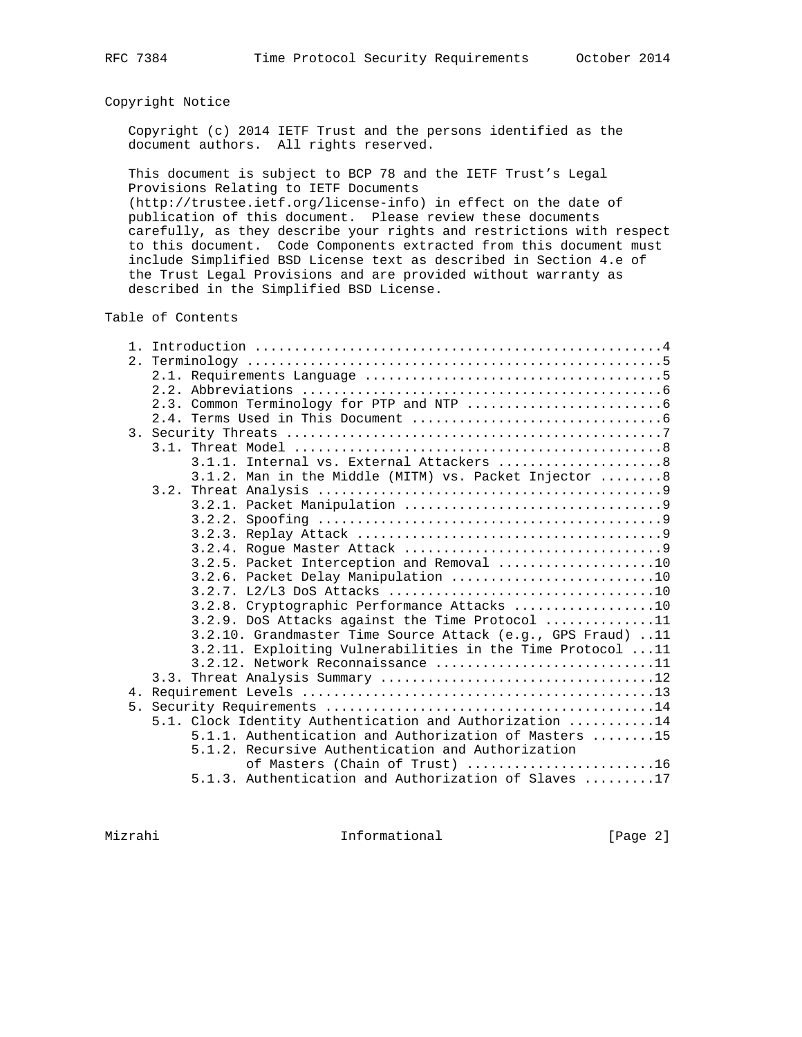## Copyright Notice

Copyright (c) 2014 IETF Trust and the persons identified as the document authors. All rights reserved.

This document is subject to BCP 78 and the IETF Trust's Legal Provisions Relating to IETF Documents (http://trustee.ietf.org/license-info) in effect on the date of publication of this document. Please review these documents carefully, as they describe your rights and restrictions with respect to this document. Code Components extracted from this document must include Simplified BSD License text as described in Section 4.e of the Trust Legal Provisions and are provided without warranty as described in the Simplified BSD License.

## Table of Contents

```
   1. Introduction ....................................................4
   2. Terminology .....................................................5
      2.1. Requirements Language ......................................5
      2.2. Abbreviations ..............................................6
      2.3. Common Terminology for PTP and NTP .........................6
      2.4. Terms Used in This Document ................................6
   3. Security Threats ................................................7
      3.1. Threat Model ...............................................8
           3.1.1. Internal vs. External Attackers .....................8
           3.1.2. Man in the Middle (MITM) vs. Packet Injector ........8
      3.2. Threat Analysis ............................................9
           3.2.1. Packet Manipulation .................................9
           3.2.2. Spoofing ............................................9
           3.2.3. Replay Attack .......................................9
           3.2.4. Rogue Master Attack .................................9
           3.2.5. Packet Interception and Removal ....................10
           3.2.6. Packet Delay Manipulation ..........................10
           3.2.7. L2/L3 DoS Attacks ..................................10
           3.2.8. Cryptographic Performance Attacks ..................10
           3.2.9. DoS Attacks against the Time Protocol ..............11
           3.2.10. Grandmaster Time Source Attack (e.g., GPS Fraud) ..11
           3.2.11. Exploiting Vulnerabilities in the Time Protocol ...11
           3.2.12. Network Reconnaissance ............................11
      3.3. Threat Analysis Summary ...................................12
   4. Requirement Levels .............................................13
   5. Security Requirements ..........................................14
      5.1. Clock Identity Authentication and Authorization ...........14
           5.1.1. Authentication and Authorization of Masters ........15
           5.1.2. Recursive Authentication and Authorization
                  of Masters (Chain of Trust) ........................16
           5.1.3. Authentication and Authorization of Slaves .........17
```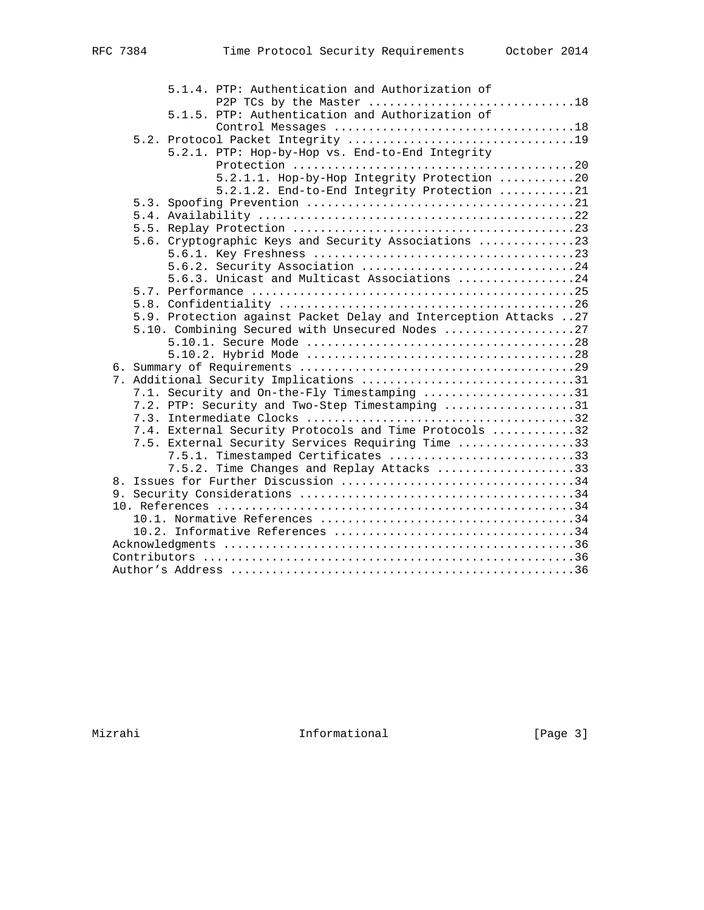```
         5.1.4. PTP: Authentication and Authorization of
                P2P TCs by the Master .............................18
         5.1.5. PTP: Authentication and Authorization of
                Control Messages ..................................18
    5.2. Protocol Packet Integrity ................................19
         5.2.1. PTP: Hop-by-Hop vs. End-to-End Integrity
                Protection ........................................20
                5.2.1.1. Hop-by-Hop Integrity Protection ...........20
                5.2.1.2. End-to-End Integrity Protection ...........21
    5.3. Spoofing Prevention ......................................21
    5.4. Availability .............................................22
    5.5. Replay Protection ........................................23
    5.6. Cryptographic Keys and Security Associations .............23
         5.6.1. Key Freshness .....................................23
         5.6.2. Security Association ..............................24
         5.6.3. Unicast and Multicast Associations ................24
    5.7. Performance ..............................................25
    5.8. Confidentiality ..........................................26
    5.9. Protection against Packet Delay and Interception Attacks ..27
    5.10. Combining Secured with Unsecured Nodes ..................27
         5.10.1. Secure Mode ......................................28
         5.10.2. Hybrid Mode ......................................28
 6. Summary of Requirements .......................................29
 7. Additional Security Implications ..............................31
    7.1. Security and On-the-Fly Timestamping .....................31
    7.2. PTP: Security and Two-Step Timestamping ..................31
    7.3. Intermediate Clocks ......................................32
    7.4. External Security Protocols and Time Protocols ...........32
    7.5. External Security Services Requiring Time ................33
         7.5.1. Timestamped Certificates ..........................33
         7.5.2. Time Changes and Replay Attacks ...................33
 8. Issues for Further Discussion .................................34
 9. Security Considerations .......................................34
 10. References ...................................................34
    10.1. Normative References ....................................34
    10.2. Informative References ..................................34
 Acknowledgments ..................................................36
 Contributors .....................................................36
 Author's Address .................................................36
```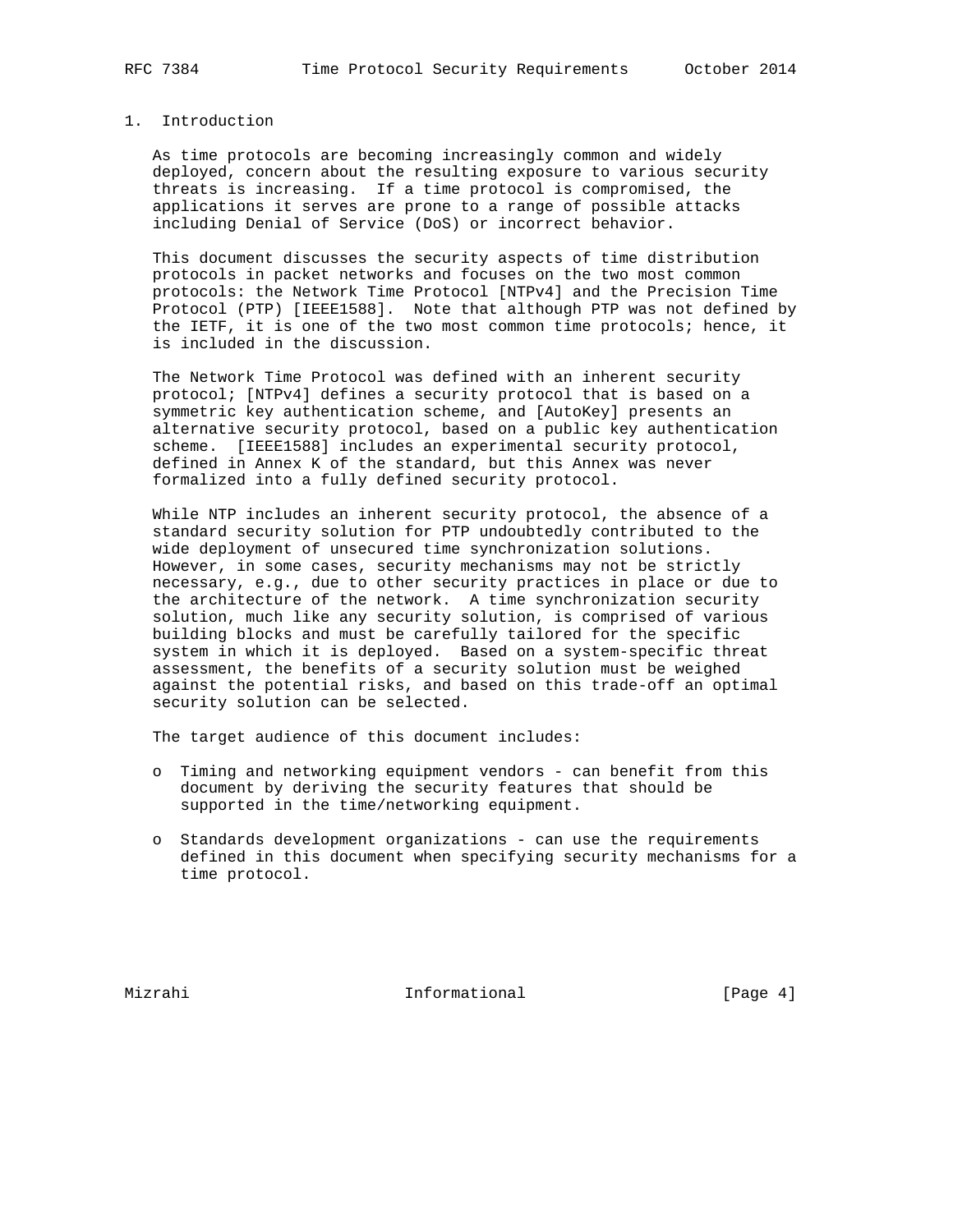# 1. Introduction

As time protocols are becoming increasingly common and widely deployed, concern about the resulting exposure to various security threats is increasing. If a time protocol is compromised, the applications it serves are prone to a range of possible attacks including Denial of Service (DoS) or incorrect behavior.

This document discusses the security aspects of time distribution protocols in packet networks and focuses on the two most common protocols: the Network Time Protocol [NTPv4] and the Precision Time Protocol (PTP) [IEEE1588]. Note that although PTP was not defined by the IETF, it is one of the two most common time protocols; hence, it is included in the discussion.

The Network Time Protocol was defined with an inherent security protocol; [NTPv4] defines a security protocol that is based on a symmetric key authentication scheme, and [AutoKey] presents an alternative security protocol, based on a public key authentication scheme. [IEEE1588] includes an experimental security protocol, defined in Annex K of the standard, but this Annex was never formalized into a fully defined security protocol.

While NTP includes an inherent security protocol, the absence of a standard security solution for PTP undoubtedly contributed to the wide deployment of unsecured time synchronization solutions. However, in some cases, security mechanisms may not be strictly necessary, e.g., due to other security practices in place or due to the architecture of the network. A time synchronization security solution, much like any security solution, is comprised of various building blocks and must be carefully tailored for the specific system in which it is deployed. Based on a system-specific threat assessment, the benefits of a security solution must be weighed against the potential risks, and based on this trade-off an optimal security solution can be selected.

The target audience of this document includes:

- Timing and networking equipment vendors - can benefit from this document by deriving the security features that should be supported in the time/networking equipment.
- Standards development organizations - can use the requirements defined in this document when specifying security mechanisms for a time protocol.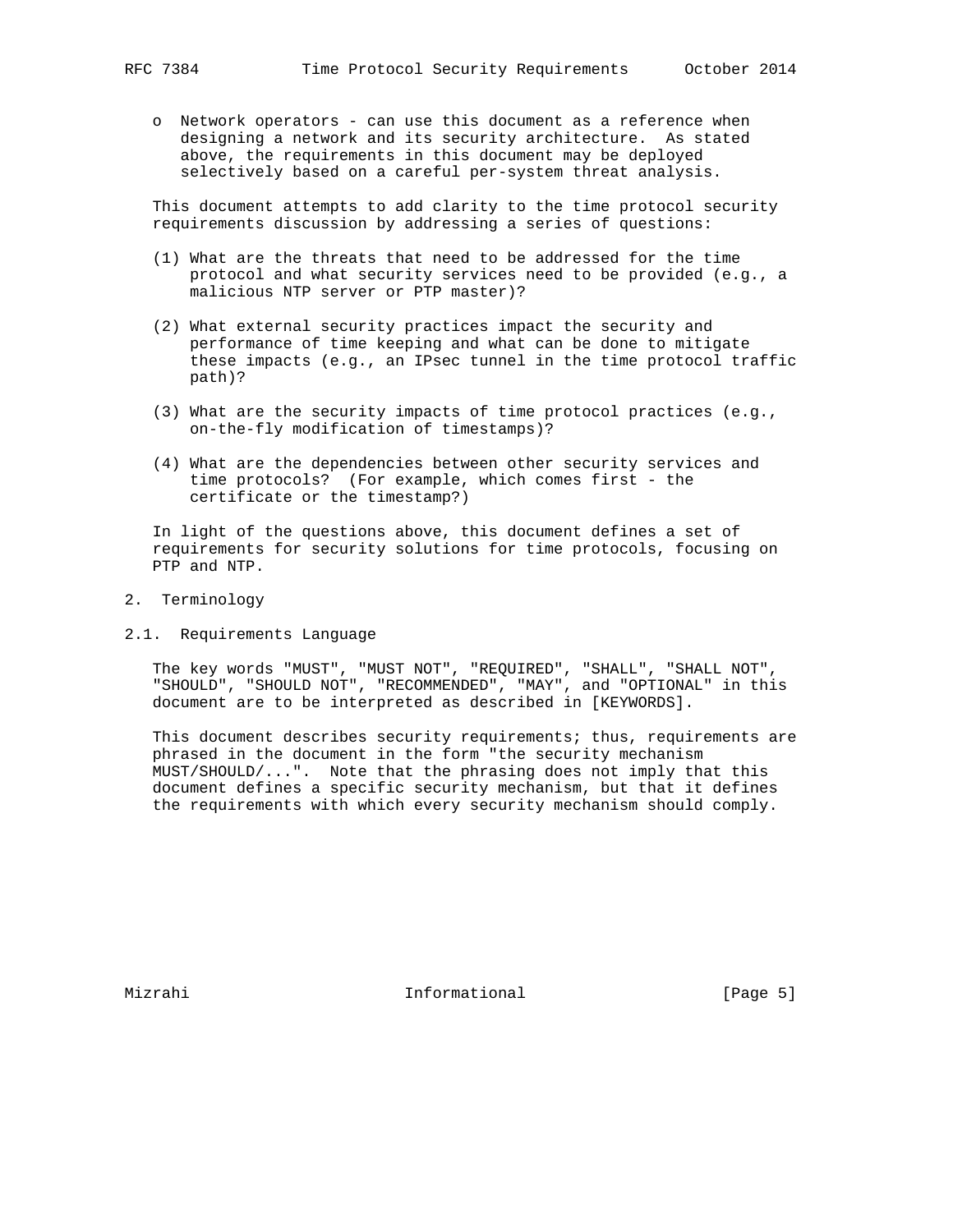- Network operators - can use this document as a reference when designing a network and its security architecture. As stated above, the requirements in this document may be deployed selectively based on a careful per-system threat analysis.

This document attempts to add clarity to the time protocol security requirements discussion by addressing a series of questions:

(1) What are the threats that need to be addressed for the time protocol and what security services need to be provided (e.g., a malicious NTP server or PTP master)?

(2) What external security practices impact the security and performance of time keeping and what can be done to mitigate these impacts (e.g., an IPsec tunnel in the time protocol traffic path)?

(3) What are the security impacts of time protocol practices (e.g., on-the-fly modification of timestamps)?

(4) What are the dependencies between other security services and time protocols? (For example, which comes first - the certificate or the timestamp?)

In light of the questions above, this document defines a set of requirements for security solutions for time protocols, focusing on PTP and NTP.

## 2. Terminology

### 2.1. Requirements Language

The key words "MUST", "MUST NOT", "REQUIRED", "SHALL", "SHALL NOT", "SHOULD", "SHOULD NOT", "RECOMMENDED", "MAY", and "OPTIONAL" in this document are to be interpreted as described in [KEYWORDS].

This document describes security requirements; thus, requirements are phrased in the document in the form "the security mechanism MUST/SHOULD/...". Note that the phrasing does not imply that this document defines a specific security mechanism, but that it defines the requirements with which every security mechanism should comply.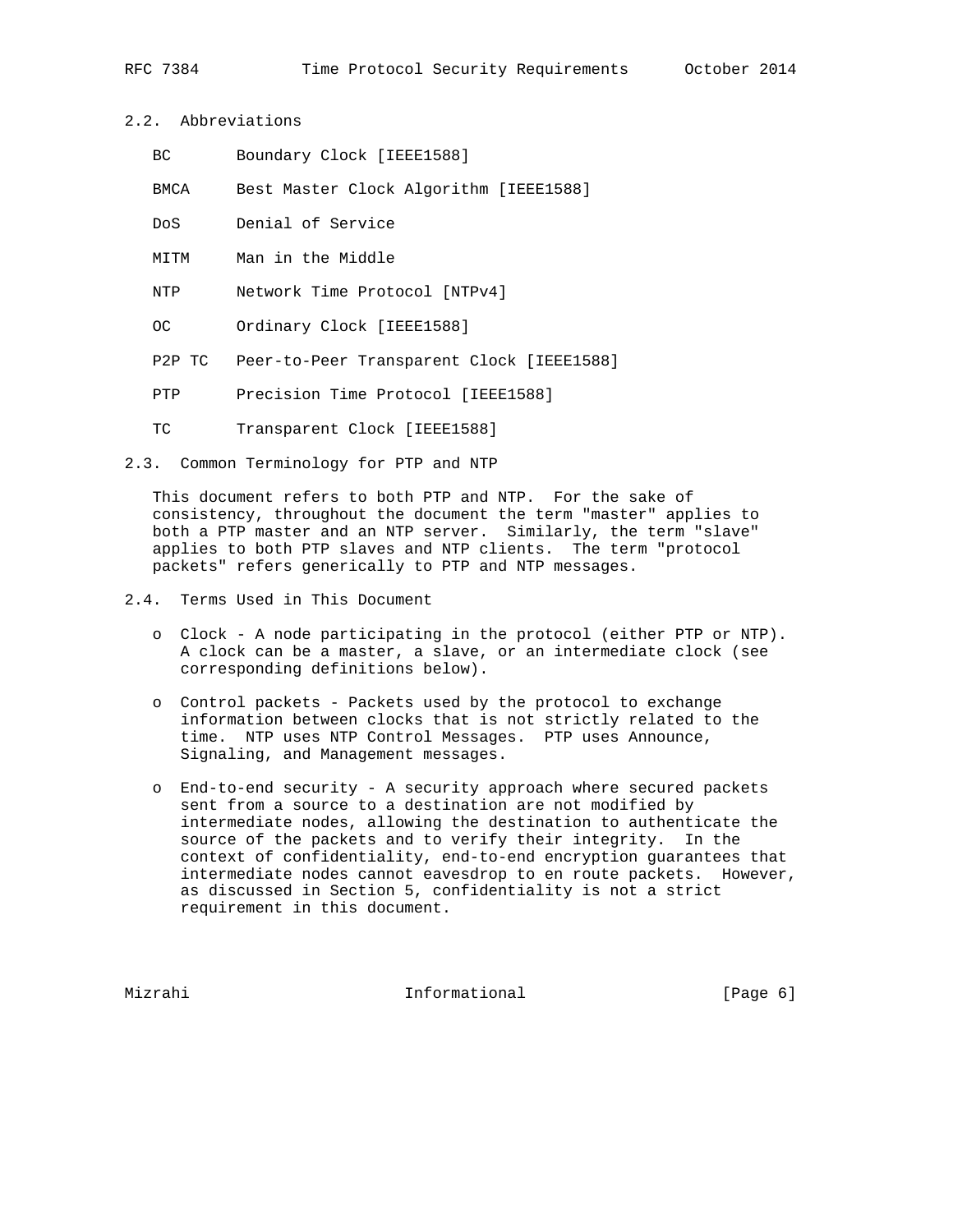### 2.2. Abbreviations

| | |
|---|---|
| BC | Boundary Clock [IEEE1588] |
| BMCA | Best Master Clock Algorithm [IEEE1588] |
| DoS | Denial of Service |
| MITM | Man in the Middle |
| NTP | Network Time Protocol [NTPv4] |
| OC | Ordinary Clock [IEEE1588] |
| P2P TC | Peer-to-Peer Transparent Clock [IEEE1588] |
| PTP | Precision Time Protocol [IEEE1588] |
| TC | Transparent Clock [IEEE1588] |

### 2.3. Common Terminology for PTP and NTP

This document refers to both PTP and NTP. For the sake of consistency, throughout the document the term "master" applies to both a PTP master and an NTP server. Similarly, the term "slave" applies to both PTP slaves and NTP clients. The term "protocol packets" refers generically to PTP and NTP messages.

### 2.4. Terms Used in This Document

- Clock - A node participating in the protocol (either PTP or NTP). A clock can be a master, a slave, or an intermediate clock (see corresponding definitions below).

- Control packets - Packets used by the protocol to exchange information between clocks that is not strictly related to the time. NTP uses NTP Control Messages. PTP uses Announce, Signaling, and Management messages.

- End-to-end security - A security approach where secured packets sent from a source to a destination are not modified by intermediate nodes, allowing the destination to authenticate the source of the packets and to verify their integrity. In the context of confidentiality, end-to-end encryption guarantees that intermediate nodes cannot eavesdrop to en route packets. However, as discussed in Section 5, confidentiality is not a strict requirement in this document.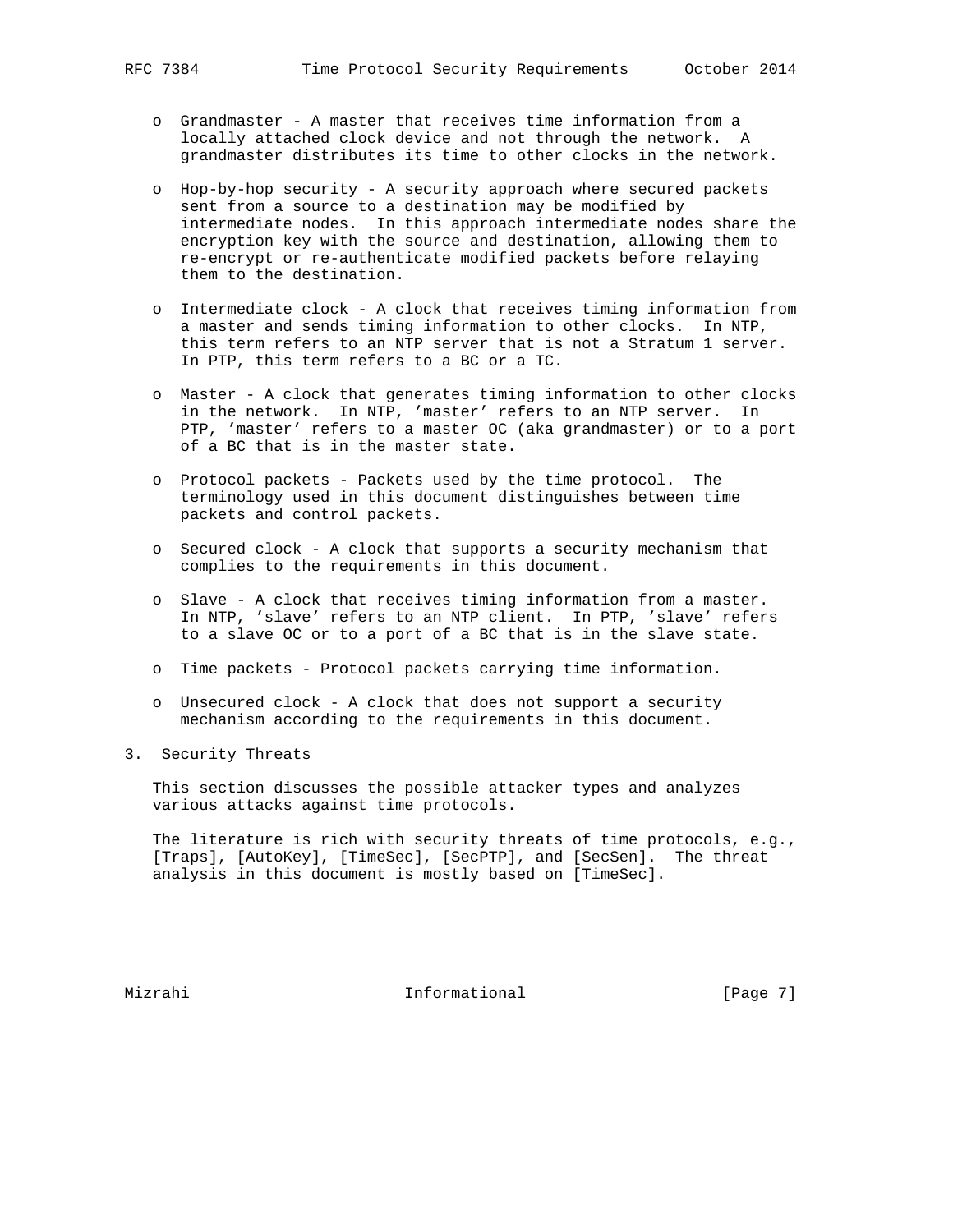- Grandmaster - A master that receives time information from a locally attached clock device and not through the network. A grandmaster distributes its time to other clocks in the network.

- Hop-by-hop security - A security approach where secured packets sent from a source to a destination may be modified by intermediate nodes. In this approach intermediate nodes share the encryption key with the source and destination, allowing them to re-encrypt or re-authenticate modified packets before relaying them to the destination.

- Intermediate clock - A clock that receives timing information from a master and sends timing information to other clocks. In NTP, this term refers to an NTP server that is not a Stratum 1 server. In PTP, this term refers to a BC or a TC.

- Master - A clock that generates timing information to other clocks in the network. In NTP, 'master' refers to an NTP server. In PTP, 'master' refers to a master OC (aka grandmaster) or to a port of a BC that is in the master state.

- Protocol packets - Packets used by the time protocol. The terminology used in this document distinguishes between time packets and control packets.

- Secured clock - A clock that supports a security mechanism that complies to the requirements in this document.

- Slave - A clock that receives timing information from a master. In NTP, 'slave' refers to an NTP client. In PTP, 'slave' refers to a slave OC or to a port of a BC that is in the slave state.

- Time packets - Protocol packets carrying time information.

- Unsecured clock - A clock that does not support a security mechanism according to the requirements in this document.

## 3. Security Threats

This section discusses the possible attacker types and analyzes various attacks against time protocols.

The literature is rich with security threats of time protocols, e.g., [Traps], [AutoKey], [TimeSec], [SecPTP], and [SecSen]. The threat analysis in this document is mostly based on [TimeSec].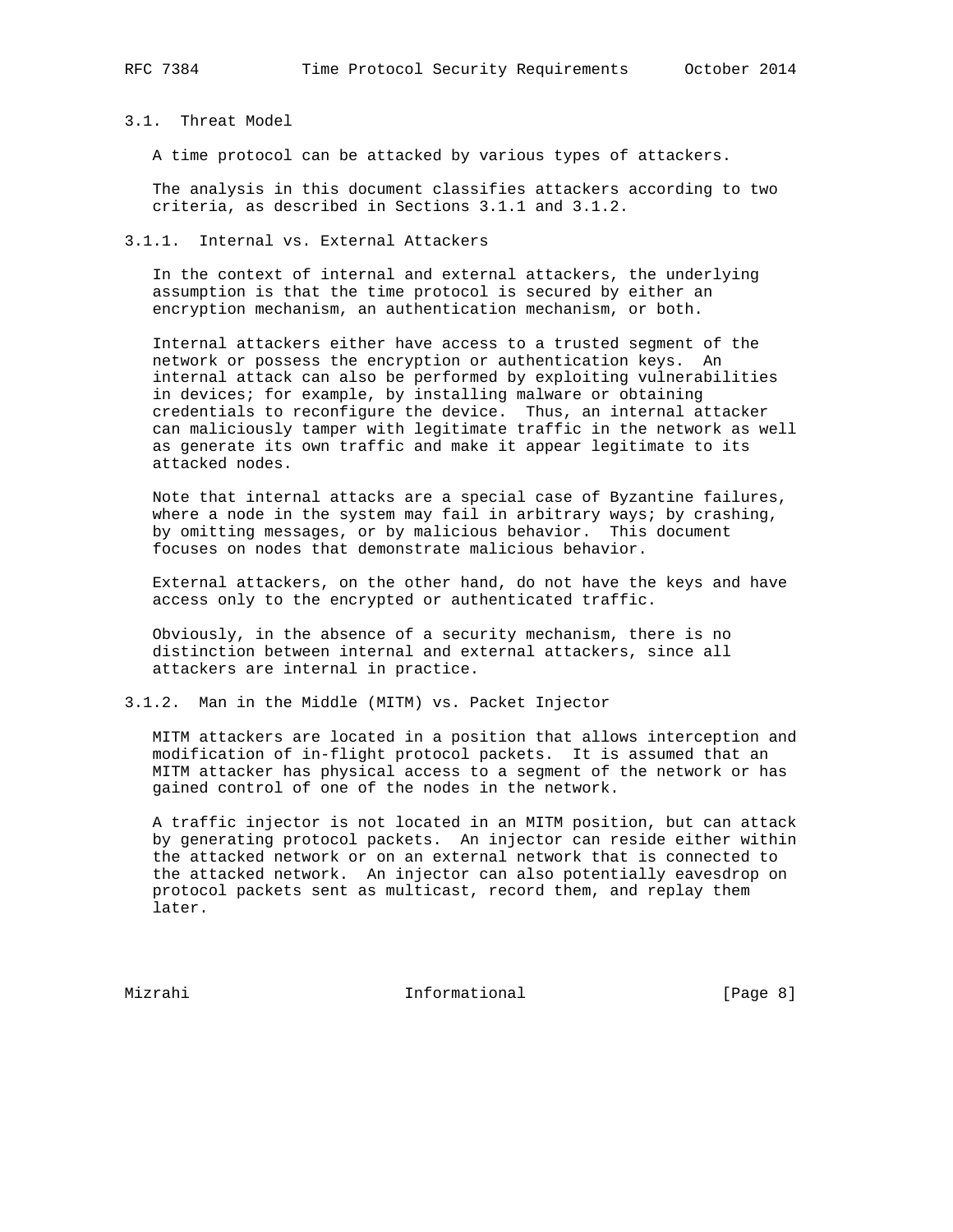### 3.1. Threat Model

A time protocol can be attacked by various types of attackers.

The analysis in this document classifies attackers according to two criteria, as described in Sections 3.1.1 and 3.1.2.

#### 3.1.1. Internal vs. External Attackers

In the context of internal and external attackers, the underlying assumption is that the time protocol is secured by either an encryption mechanism, an authentication mechanism, or both.

Internal attackers either have access to a trusted segment of the network or possess the encryption or authentication keys. An internal attack can also be performed by exploiting vulnerabilities in devices; for example, by installing malware or obtaining credentials to reconfigure the device. Thus, an internal attacker can maliciously tamper with legitimate traffic in the network as well as generate its own traffic and make it appear legitimate to its attacked nodes.

Note that internal attacks are a special case of Byzantine failures, where a node in the system may fail in arbitrary ways; by crashing, by omitting messages, or by malicious behavior. This document focuses on nodes that demonstrate malicious behavior.

External attackers, on the other hand, do not have the keys and have access only to the encrypted or authenticated traffic.

Obviously, in the absence of a security mechanism, there is no distinction between internal and external attackers, since all attackers are internal in practice.

#### 3.1.2. Man in the Middle (MITM) vs. Packet Injector

MITM attackers are located in a position that allows interception and modification of in-flight protocol packets. It is assumed that an MITM attacker has physical access to a segment of the network or has gained control of one of the nodes in the network.

A traffic injector is not located in an MITM position, but can attack by generating protocol packets. An injector can reside either within the attacked network or on an external network that is connected to the attacked network. An injector can also potentially eavesdrop on protocol packets sent as multicast, record them, and replay them later.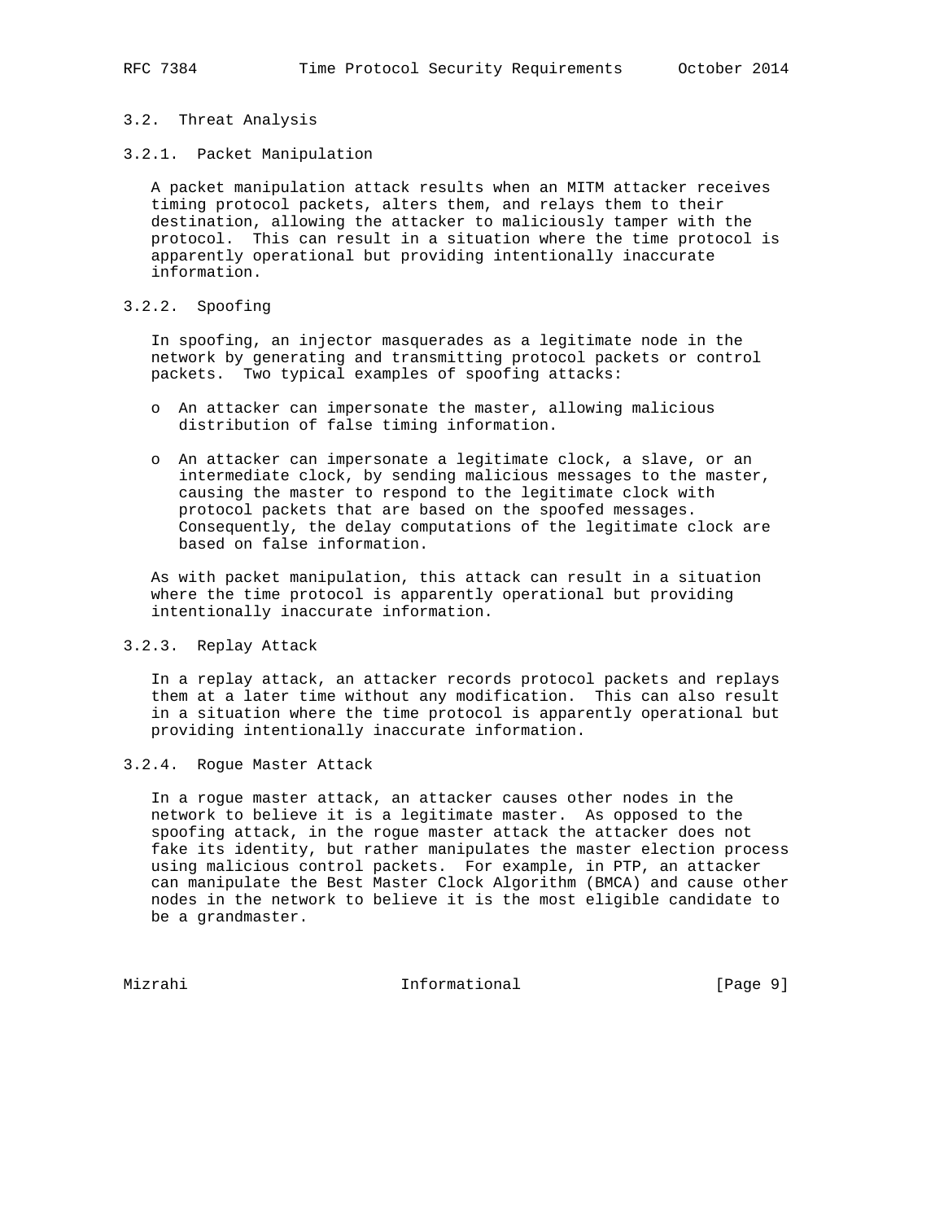### 3.2. Threat Analysis

#### 3.2.1. Packet Manipulation

A packet manipulation attack results when an MITM attacker receives timing protocol packets, alters them, and relays them to their destination, allowing the attacker to maliciously tamper with the protocol. This can result in a situation where the time protocol is apparently operational but providing intentionally inaccurate information.

#### 3.2.2. Spoofing

In spoofing, an injector masquerades as a legitimate node in the network by generating and transmitting protocol packets or control packets. Two typical examples of spoofing attacks:

- An attacker can impersonate the master, allowing malicious distribution of false timing information.
- An attacker can impersonate a legitimate clock, a slave, or an intermediate clock, by sending malicious messages to the master, causing the master to respond to the legitimate clock with protocol packets that are based on the spoofed messages. Consequently, the delay computations of the legitimate clock are based on false information.

As with packet manipulation, this attack can result in a situation where the time protocol is apparently operational but providing intentionally inaccurate information.

#### 3.2.3. Replay Attack

In a replay attack, an attacker records protocol packets and replays them at a later time without any modification. This can also result in a situation where the time protocol is apparently operational but providing intentionally inaccurate information.

#### 3.2.4. Rogue Master Attack

In a rogue master attack, an attacker causes other nodes in the network to believe it is a legitimate master. As opposed to the spoofing attack, in the rogue master attack the attacker does not fake its identity, but rather manipulates the master election process using malicious control packets. For example, in PTP, an attacker can manipulate the Best Master Clock Algorithm (BMCA) and cause other nodes in the network to believe it is the most eligible candidate to be a grandmaster.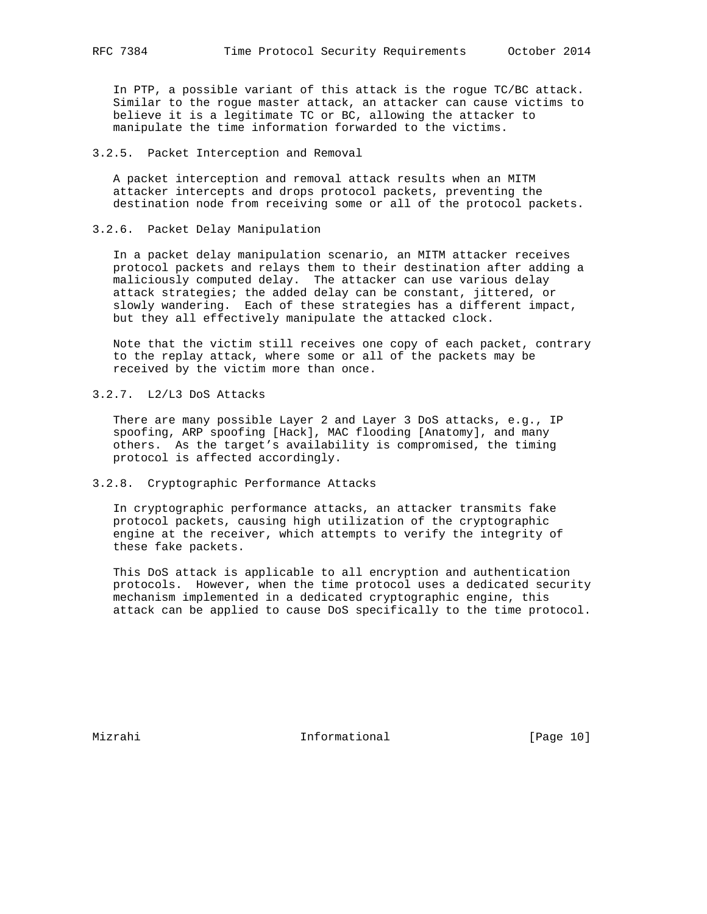In PTP, a possible variant of this attack is the rogue TC/BC attack. Similar to the rogue master attack, an attacker can cause victims to believe it is a legitimate TC or BC, allowing the attacker to manipulate the time information forwarded to the victims.

### 3.2.5. Packet Interception and Removal

A packet interception and removal attack results when an MITM attacker intercepts and drops protocol packets, preventing the destination node from receiving some or all of the protocol packets.

### 3.2.6. Packet Delay Manipulation

In a packet delay manipulation scenario, an MITM attacker receives protocol packets and relays them to their destination after adding a maliciously computed delay. The attacker can use various delay attack strategies; the added delay can be constant, jittered, or slowly wandering. Each of these strategies has a different impact, but they all effectively manipulate the attacked clock.

Note that the victim still receives one copy of each packet, contrary to the replay attack, where some or all of the packets may be received by the victim more than once.

### 3.2.7. L2/L3 DoS Attacks

There are many possible Layer 2 and Layer 3 DoS attacks, e.g., IP spoofing, ARP spoofing [Hack], MAC flooding [Anatomy], and many others. As the target's availability is compromised, the timing protocol is affected accordingly.

### 3.2.8. Cryptographic Performance Attacks

In cryptographic performance attacks, an attacker transmits fake protocol packets, causing high utilization of the cryptographic engine at the receiver, which attempts to verify the integrity of these fake packets.

This DoS attack is applicable to all encryption and authentication protocols. However, when the time protocol uses a dedicated security mechanism implemented in a dedicated cryptographic engine, this attack can be applied to cause DoS specifically to the time protocol.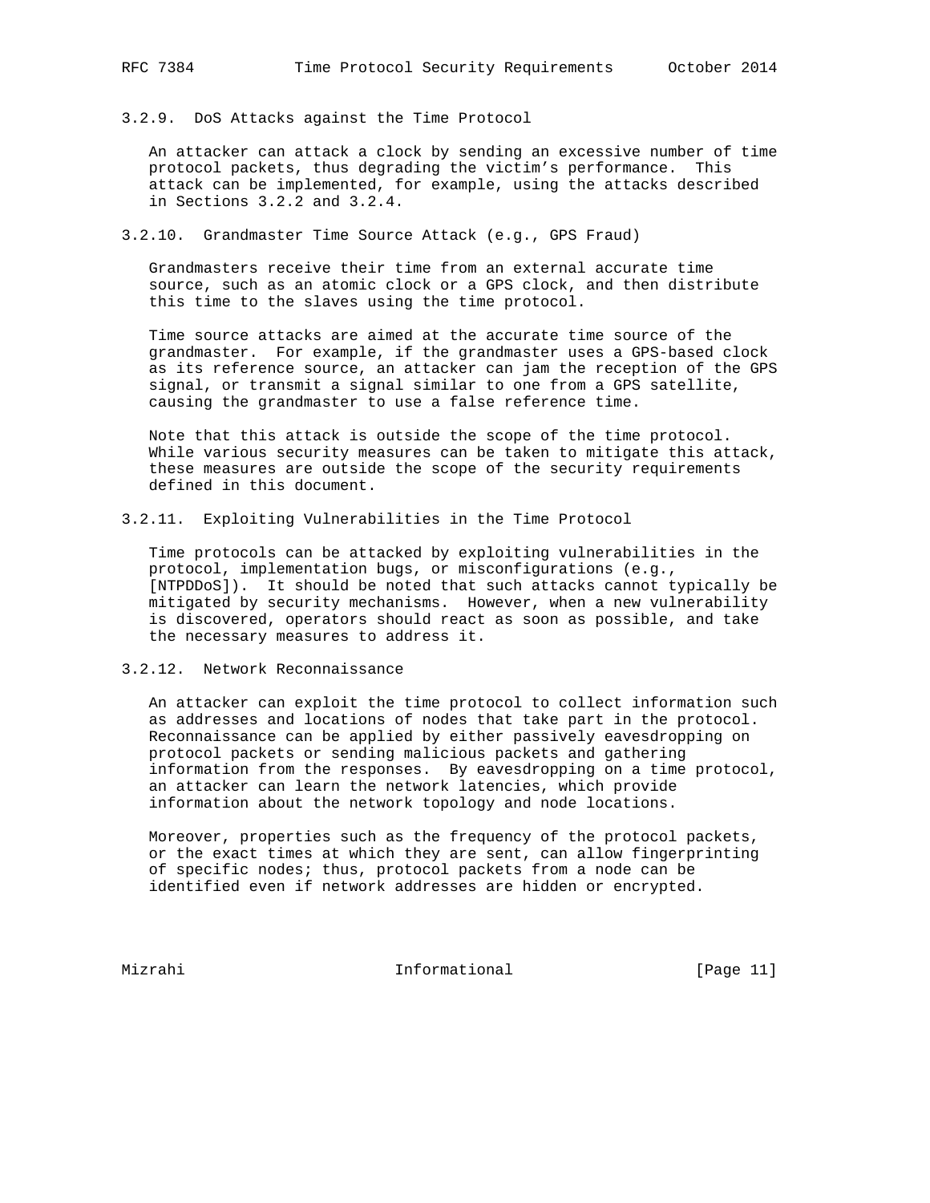#### 3.2.9. DoS Attacks against the Time Protocol

An attacker can attack a clock by sending an excessive number of time protocol packets, thus degrading the victim's performance. This attack can be implemented, for example, using the attacks described in Sections 3.2.2 and 3.2.4.

#### 3.2.10. Grandmaster Time Source Attack (e.g., GPS Fraud)

Grandmasters receive their time from an external accurate time source, such as an atomic clock or a GPS clock, and then distribute this time to the slaves using the time protocol.

Time source attacks are aimed at the accurate time source of the grandmaster. For example, if the grandmaster uses a GPS-based clock as its reference source, an attacker can jam the reception of the GPS signal, or transmit a signal similar to one from a GPS satellite, causing the grandmaster to use a false reference time.

Note that this attack is outside the scope of the time protocol. While various security measures can be taken to mitigate this attack, these measures are outside the scope of the security requirements defined in this document.

#### 3.2.11. Exploiting Vulnerabilities in the Time Protocol

Time protocols can be attacked by exploiting vulnerabilities in the protocol, implementation bugs, or misconfigurations (e.g., [NTPDDoS]). It should be noted that such attacks cannot typically be mitigated by security mechanisms. However, when a new vulnerability is discovered, operators should react as soon as possible, and take the necessary measures to address it.

#### 3.2.12. Network Reconnaissance

An attacker can exploit the time protocol to collect information such as addresses and locations of nodes that take part in the protocol. Reconnaissance can be applied by either passively eavesdropping on protocol packets or sending malicious packets and gathering information from the responses. By eavesdropping on a time protocol, an attacker can learn the network latencies, which provide information about the network topology and node locations.

Moreover, properties such as the frequency of the protocol packets, or the exact times at which they are sent, can allow fingerprinting of specific nodes; thus, protocol packets from a node can be identified even if network addresses are hidden or encrypted.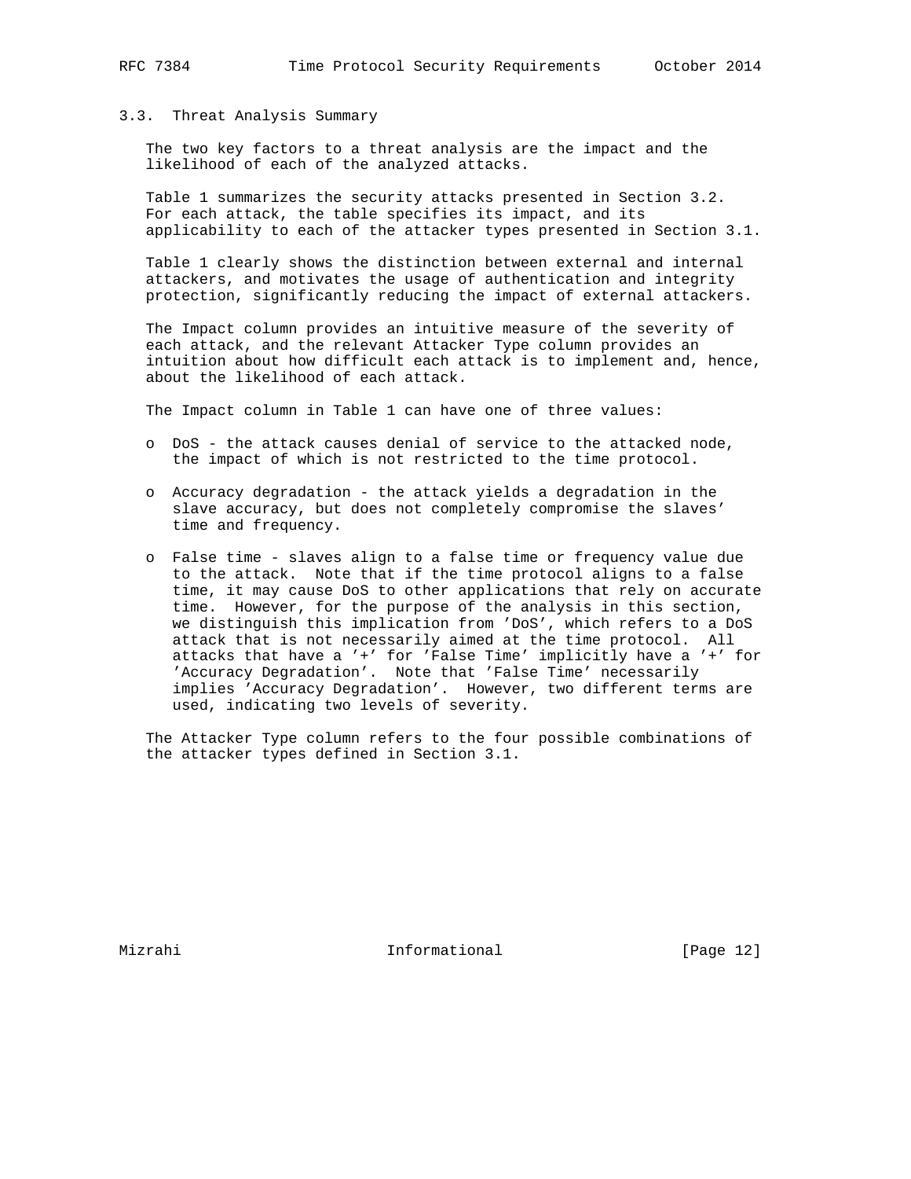### 3.3. Threat Analysis Summary

The two key factors to a threat analysis are the impact and the likelihood of each of the analyzed attacks.

Table 1 summarizes the security attacks presented in Section 3.2. For each attack, the table specifies its impact, and its applicability to each of the attacker types presented in Section 3.1.

Table 1 clearly shows the distinction between external and internal attackers, and motivates the usage of authentication and integrity protection, significantly reducing the impact of external attackers.

The Impact column provides an intuitive measure of the severity of each attack, and the relevant Attacker Type column provides an intuition about how difficult each attack is to implement and, hence, about the likelihood of each attack.

The Impact column in Table 1 can have one of three values:

- DoS - the attack causes denial of service to the attacked node, the impact of which is not restricted to the time protocol.
- Accuracy degradation - the attack yields a degradation in the slave accuracy, but does not completely compromise the slaves' time and frequency.
- False time - slaves align to a false time or frequency value due to the attack. Note that if the time protocol aligns to a false time, it may cause DoS to other applications that rely on accurate time. However, for the purpose of the analysis in this section, we distinguish this implication from 'DoS', which refers to a DoS attack that is not necessarily aimed at the time protocol. All attacks that have a '+' for 'False Time' implicitly have a '+' for 'Accuracy Degradation'. Note that 'False Time' necessarily implies 'Accuracy Degradation'. However, two different terms are used, indicating two levels of severity.

The Attacker Type column refers to the four possible combinations of the attacker types defined in Section 3.1.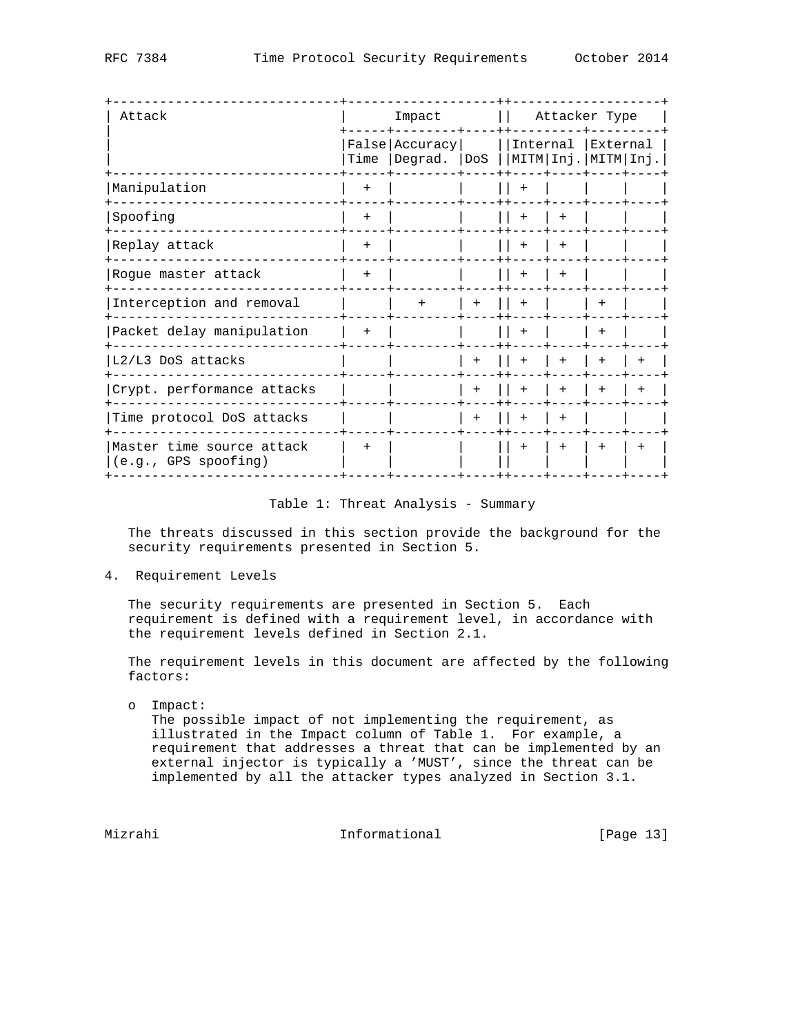| Attack | Impact | | | Attacker Type | | | |
|---|---|---|---|---|---|---|---|
| | | | | Internal | | External | |
| | False Time | Accuracy Degrad. | DoS | MITM | Inj. | MITM | Inj. |
| Manipulation | + | | | + | | | |
| Spoofing | + | | | + | + | | |
| Replay attack | + | | | + | + | | |
| Rogue master attack | + | | | + | + | | |
| Interception and removal | | + | + | + | | + | |
| Packet delay manipulation | + | | | + | | + | |
| L2/L3 DoS attacks | | | + | + | + | + | + |
| Crypt. performance attacks | | | + | + | + | + | + |
| Time protocol DoS attacks | | | + | + | + | | |
| Master time source attack (e.g., GPS spoofing) | + | | | + | + | + | + |

Table 1: Threat Analysis - Summary

The threats discussed in this section provide the background for the security requirements presented in Section 5.

## 4. Requirement Levels

The security requirements are presented in Section 5. Each requirement is defined with a requirement level, in accordance with the requirement levels defined in Section 2.1.

The requirement levels in this document are affected by the following factors:

- Impact:
  The possible impact of not implementing the requirement, as illustrated in the Impact column of Table 1. For example, a requirement that addresses a threat that can be implemented by an external injector is typically a 'MUST', since the threat can be implemented by all the attacker types analyzed in Section 3.1.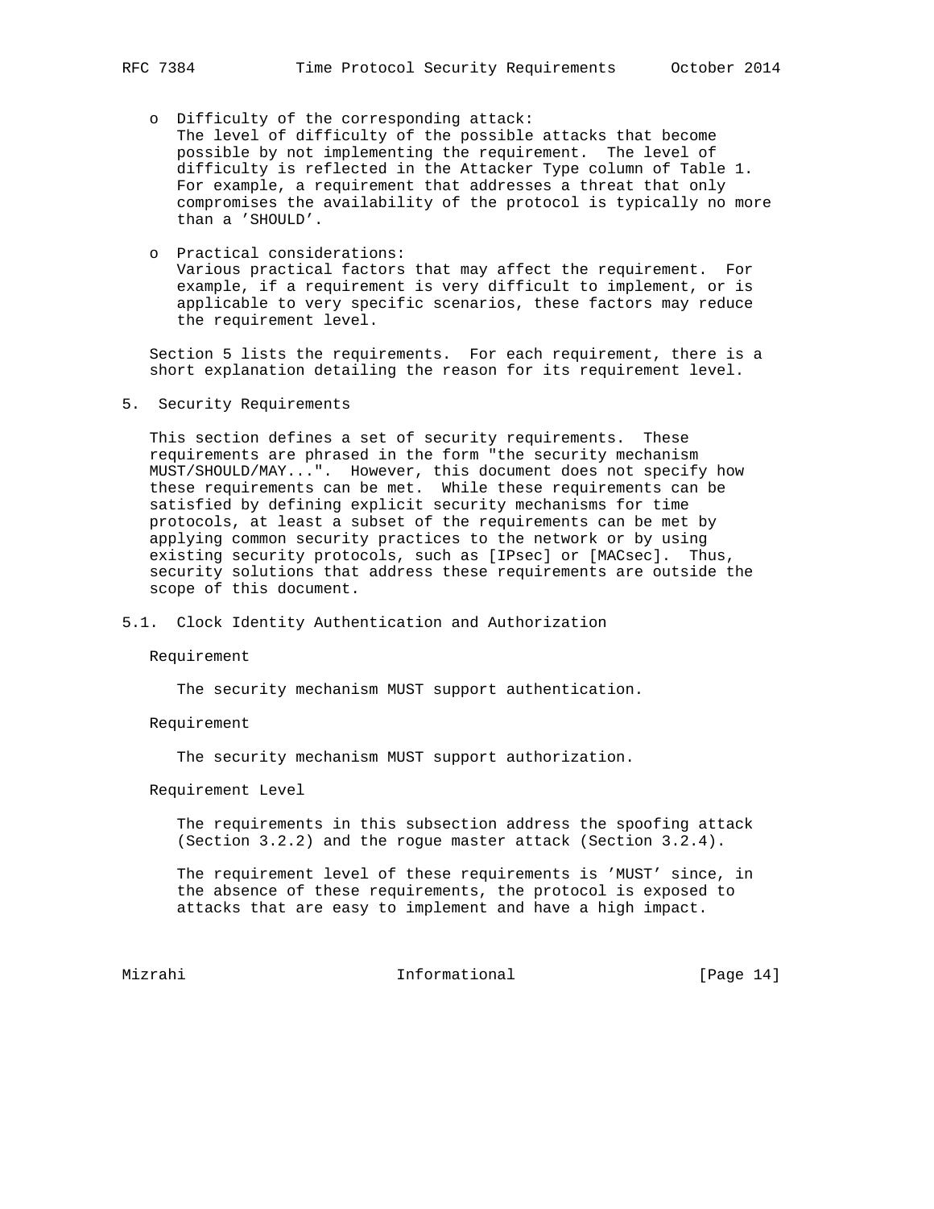- Difficulty of the corresponding attack:
  The level of difficulty of the possible attacks that become possible by not implementing the requirement. The level of difficulty is reflected in the Attacker Type column of Table 1. For example, a requirement that addresses a threat that only compromises the availability of the protocol is typically no more than a 'SHOULD'.

- Practical considerations:
  Various practical factors that may affect the requirement. For example, if a requirement is very difficult to implement, or is applicable to very specific scenarios, these factors may reduce the requirement level.

Section 5 lists the requirements. For each requirement, there is a short explanation detailing the reason for its requirement level.

## 5. Security Requirements

This section defines a set of security requirements. These requirements are phrased in the form "the security mechanism MUST/SHOULD/MAY...". However, this document does not specify how these requirements can be met. While these requirements can be satisfied by defining explicit security mechanisms for time protocols, at least a subset of the requirements can be met by applying common security practices to the network or by using existing security protocols, such as [IPsec] or [MACsec]. Thus, security solutions that address these requirements are outside the scope of this document.

### 5.1. Clock Identity Authentication and Authorization

Requirement

The security mechanism MUST support authentication.

Requirement

The security mechanism MUST support authorization.

Requirement Level

The requirements in this subsection address the spoofing attack (Section 3.2.2) and the rogue master attack (Section 3.2.4).

The requirement level of these requirements is 'MUST' since, in the absence of these requirements, the protocol is exposed to attacks that are easy to implement and have a high impact.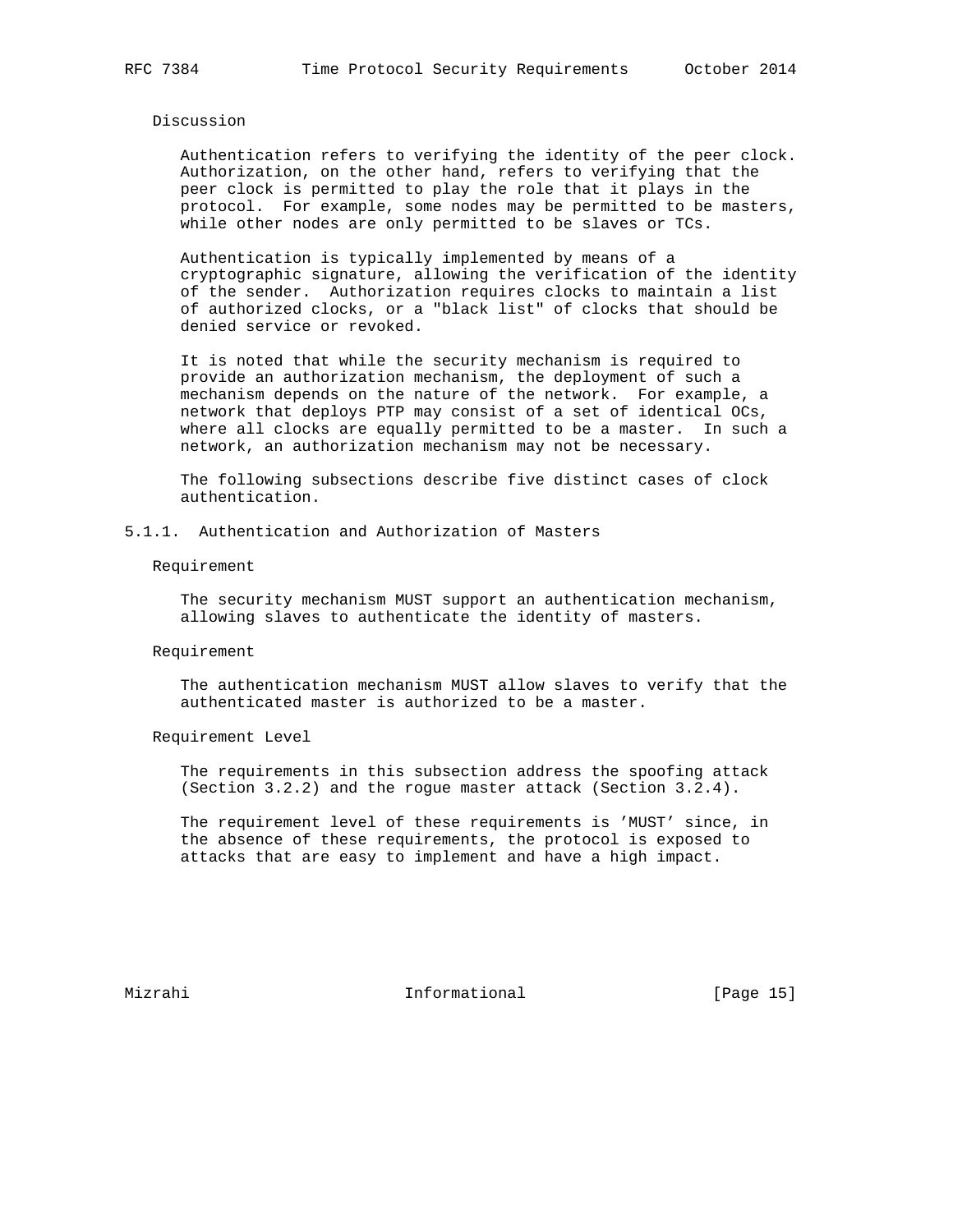Discussion

Authentication refers to verifying the identity of the peer clock. Authorization, on the other hand, refers to verifying that the peer clock is permitted to play the role that it plays in the protocol. For example, some nodes may be permitted to be masters, while other nodes are only permitted to be slaves or TCs.

Authentication is typically implemented by means of a cryptographic signature, allowing the verification of the identity of the sender. Authorization requires clocks to maintain a list of authorized clocks, or a "black list" of clocks that should be denied service or revoked.

It is noted that while the security mechanism is required to provide an authorization mechanism, the deployment of such a mechanism depends on the nature of the network. For example, a network that deploys PTP may consist of a set of identical OCs, where all clocks are equally permitted to be a master. In such a network, an authorization mechanism may not be necessary.

The following subsections describe five distinct cases of clock authentication.

### 5.1.1. Authentication and Authorization of Masters

Requirement

The security mechanism MUST support an authentication mechanism, allowing slaves to authenticate the identity of masters.

Requirement

The authentication mechanism MUST allow slaves to verify that the authenticated master is authorized to be a master.

Requirement Level

The requirements in this subsection address the spoofing attack (Section 3.2.2) and the rogue master attack (Section 3.2.4).

The requirement level of these requirements is 'MUST' since, in the absence of these requirements, the protocol is exposed to attacks that are easy to implement and have a high impact.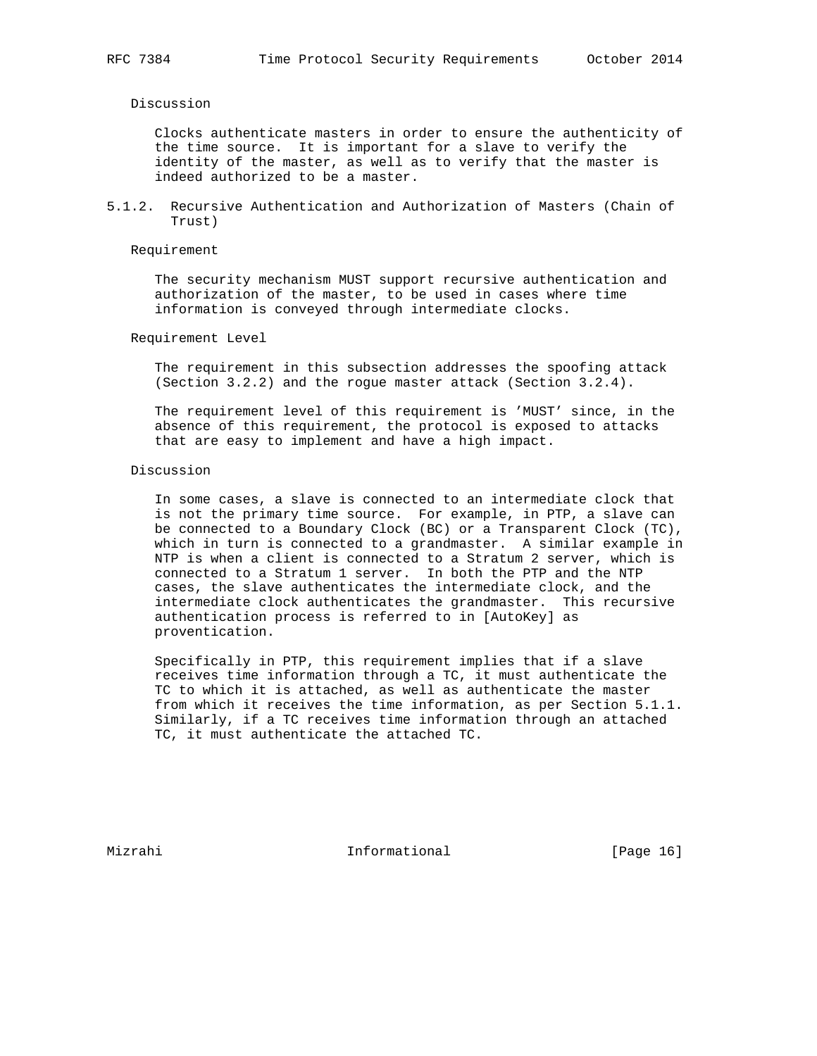Discussion

Clocks authenticate masters in order to ensure the authenticity of the time source. It is important for a slave to verify the identity of the master, as well as to verify that the master is indeed authorized to be a master.

### 5.1.2. Recursive Authentication and Authorization of Masters (Chain of Trust)

Requirement

The security mechanism MUST support recursive authentication and authorization of the master, to be used in cases where time information is conveyed through intermediate clocks.

Requirement Level

The requirement in this subsection addresses the spoofing attack (Section 3.2.2) and the rogue master attack (Section 3.2.4).

The requirement level of this requirement is 'MUST' since, in the absence of this requirement, the protocol is exposed to attacks that are easy to implement and have a high impact.

Discussion

In some cases, a slave is connected to an intermediate clock that is not the primary time source. For example, in PTP, a slave can be connected to a Boundary Clock (BC) or a Transparent Clock (TC), which in turn is connected to a grandmaster. A similar example in NTP is when a client is connected to a Stratum 2 server, which is connected to a Stratum 1 server. In both the PTP and the NTP cases, the slave authenticates the intermediate clock, and the intermediate clock authenticates the grandmaster. This recursive authentication process is referred to in [AutoKey] as proventication.

Specifically in PTP, this requirement implies that if a slave receives time information through a TC, it must authenticate the TC to which it is attached, as well as authenticate the master from which it receives the time information, as per Section 5.1.1. Similarly, if a TC receives time information through an attached TC, it must authenticate the attached TC.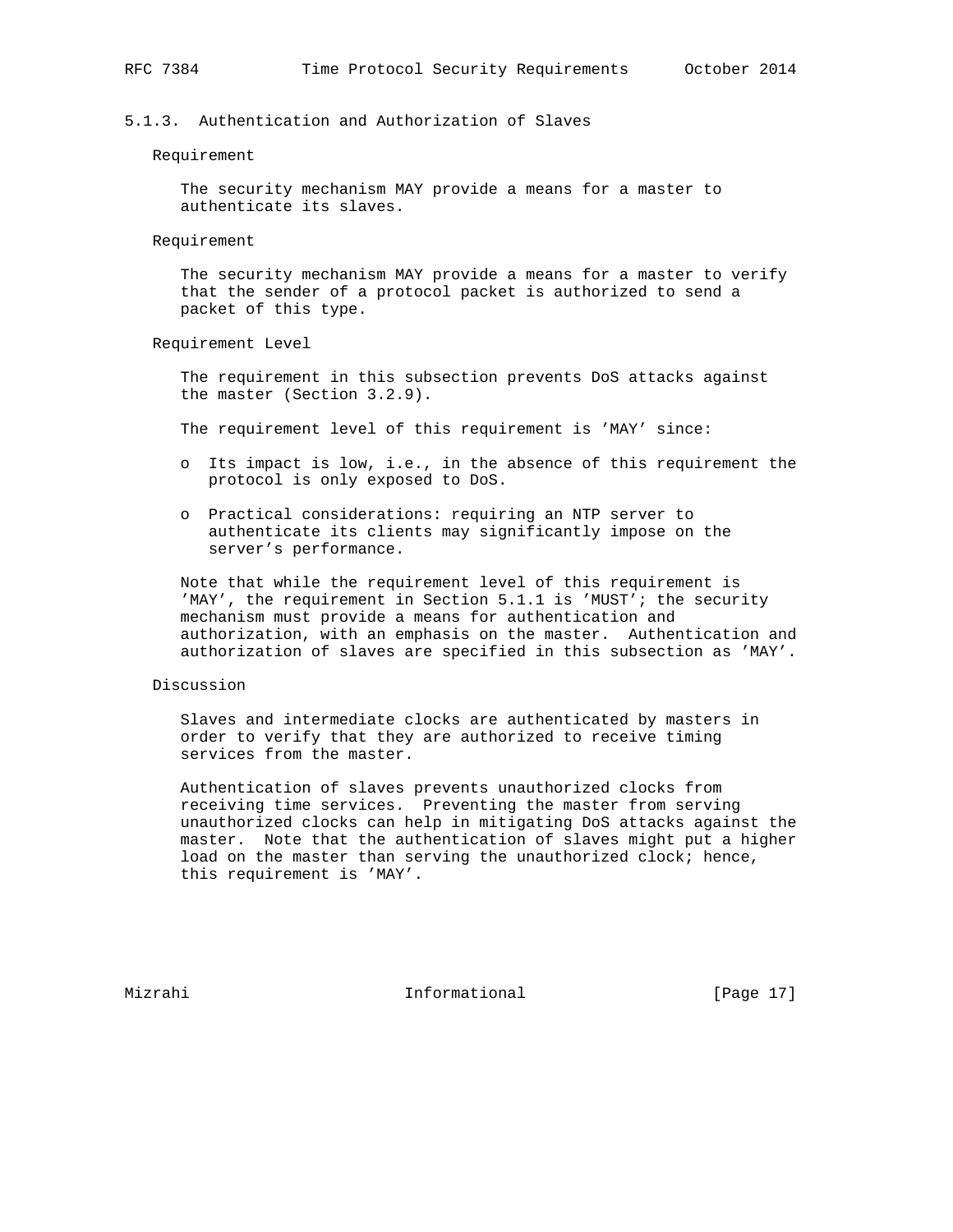### 5.1.3. Authentication and Authorization of Slaves

Requirement

The security mechanism MAY provide a means for a master to authenticate its slaves.

Requirement

The security mechanism MAY provide a means for a master to verify that the sender of a protocol packet is authorized to send a packet of this type.

Requirement Level

The requirement in this subsection prevents DoS attacks against the master (Section 3.2.9).

The requirement level of this requirement is 'MAY' since:

- Its impact is low, i.e., in the absence of this requirement the protocol is only exposed to DoS.
- Practical considerations: requiring an NTP server to authenticate its clients may significantly impose on the server's performance.

Note that while the requirement level of this requirement is 'MAY', the requirement in Section 5.1.1 is 'MUST'; the security mechanism must provide a means for authentication and authorization, with an emphasis on the master. Authentication and authorization of slaves are specified in this subsection as 'MAY'.

Discussion

Slaves and intermediate clocks are authenticated by masters in order to verify that they are authorized to receive timing services from the master.

Authentication of slaves prevents unauthorized clocks from receiving time services. Preventing the master from serving unauthorized clocks can help in mitigating DoS attacks against the master. Note that the authentication of slaves might put a higher load on the master than serving the unauthorized clock; hence, this requirement is 'MAY'.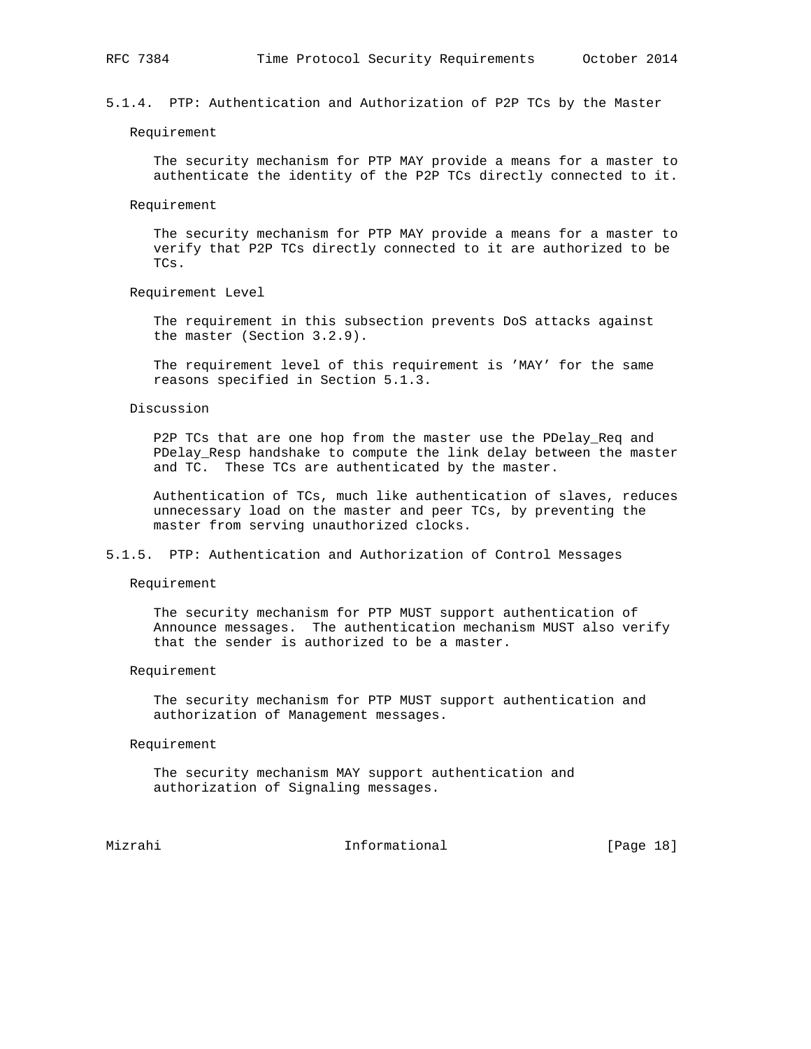#### 5.1.4. PTP: Authentication and Authorization of P2P TCs by the Master

Requirement

The security mechanism for PTP MAY provide a means for a master to authenticate the identity of the P2P TCs directly connected to it.

Requirement

The security mechanism for PTP MAY provide a means for a master to verify that P2P TCs directly connected to it are authorized to be TCs.

Requirement Level

The requirement in this subsection prevents DoS attacks against the master (Section 3.2.9).

The requirement level of this requirement is 'MAY' for the same reasons specified in Section 5.1.3.

Discussion

P2P TCs that are one hop from the master use the PDelay_Req and PDelay_Resp handshake to compute the link delay between the master and TC. These TCs are authenticated by the master.

Authentication of TCs, much like authentication of slaves, reduces unnecessary load on the master and peer TCs, by preventing the master from serving unauthorized clocks.

#### 5.1.5. PTP: Authentication and Authorization of Control Messages

Requirement

The security mechanism for PTP MUST support authentication of Announce messages. The authentication mechanism MUST also verify that the sender is authorized to be a master.

Requirement

The security mechanism for PTP MUST support authentication and authorization of Management messages.

Requirement

The security mechanism MAY support authentication and authorization of Signaling messages.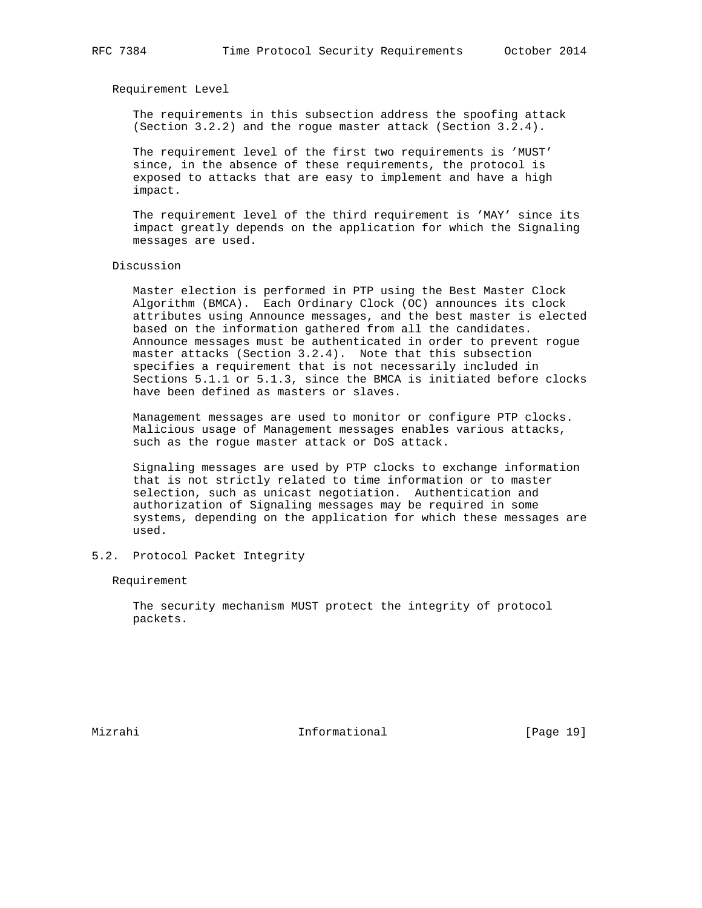Requirement Level

The requirements in this subsection address the spoofing attack (Section 3.2.2) and the rogue master attack (Section 3.2.4).

The requirement level of the first two requirements is 'MUST' since, in the absence of these requirements, the protocol is exposed to attacks that are easy to implement and have a high impact.

The requirement level of the third requirement is 'MAY' since its impact greatly depends on the application for which the Signaling messages are used.

Discussion

Master election is performed in PTP using the Best Master Clock Algorithm (BMCA). Each Ordinary Clock (OC) announces its clock attributes using Announce messages, and the best master is elected based on the information gathered from all the candidates. Announce messages must be authenticated in order to prevent rogue master attacks (Section 3.2.4). Note that this subsection specifies a requirement that is not necessarily included in Sections 5.1.1 or 5.1.3, since the BMCA is initiated before clocks have been defined as masters or slaves.

Management messages are used to monitor or configure PTP clocks. Malicious usage of Management messages enables various attacks, such as the rogue master attack or DoS attack.

Signaling messages are used by PTP clocks to exchange information that is not strictly related to time information or to master selection, such as unicast negotiation. Authentication and authorization of Signaling messages may be required in some systems, depending on the application for which these messages are used.

## 5.2. Protocol Packet Integrity

Requirement

The security mechanism MUST protect the integrity of protocol packets.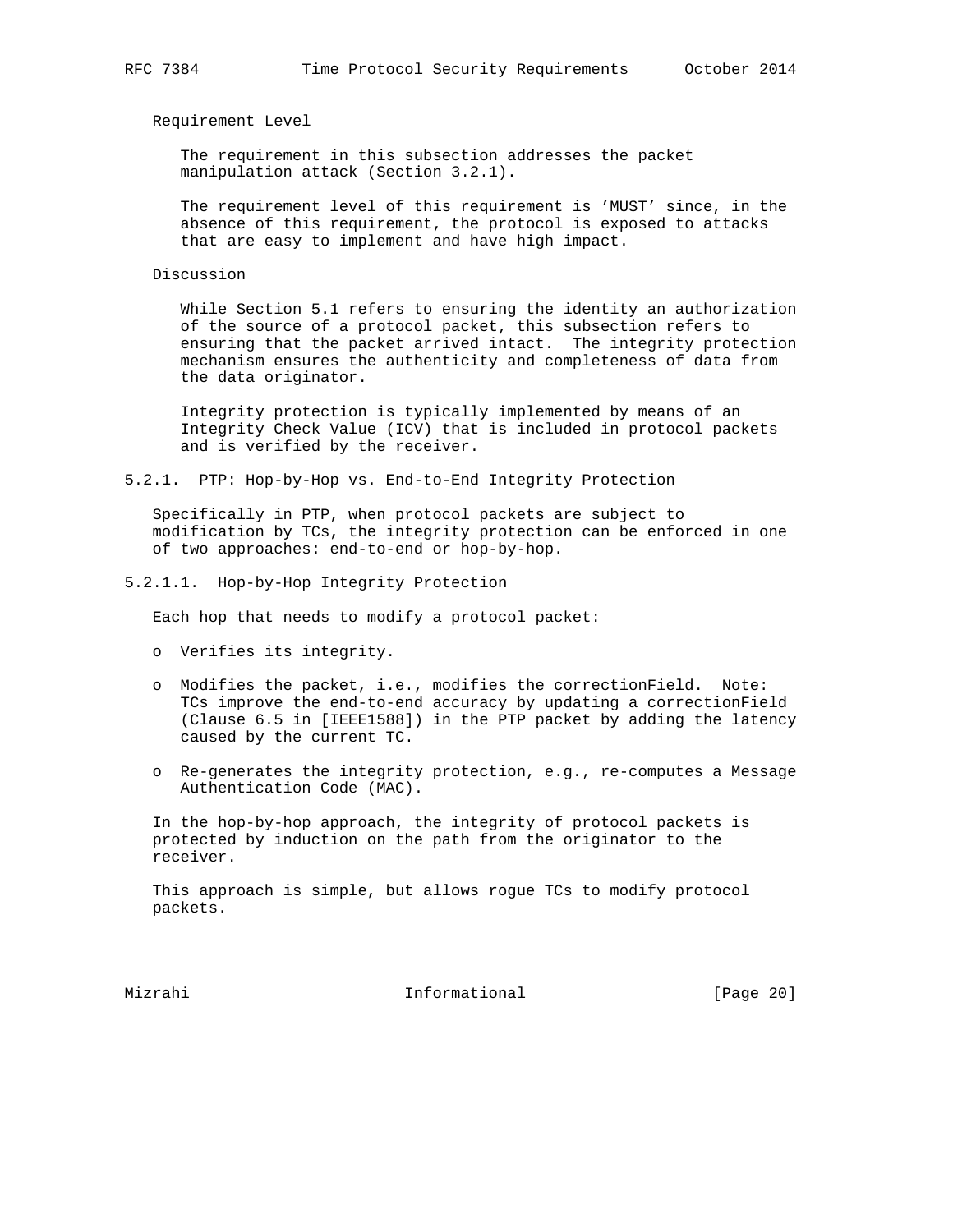Requirement Level

The requirement in this subsection addresses the packet manipulation attack (Section 3.2.1).

The requirement level of this requirement is 'MUST' since, in the absence of this requirement, the protocol is exposed to attacks that are easy to implement and have high impact.

Discussion

While Section 5.1 refers to ensuring the identity an authorization of the source of a protocol packet, this subsection refers to ensuring that the packet arrived intact. The integrity protection mechanism ensures the authenticity and completeness of data from the data originator.

Integrity protection is typically implemented by means of an Integrity Check Value (ICV) that is included in protocol packets and is verified by the receiver.

### 5.2.1. PTP: Hop-by-Hop vs. End-to-End Integrity Protection

Specifically in PTP, when protocol packets are subject to modification by TCs, the integrity protection can be enforced in one of two approaches: end-to-end or hop-by-hop.

#### 5.2.1.1. Hop-by-Hop Integrity Protection

Each hop that needs to modify a protocol packet:

- Verifies its integrity.
- Modifies the packet, i.e., modifies the correctionField. Note: TCs improve the end-to-end accuracy by updating a correctionField (Clause 6.5 in [IEEE1588]) in the PTP packet by adding the latency caused by the current TC.
- Re-generates the integrity protection, e.g., re-computes a Message Authentication Code (MAC).

In the hop-by-hop approach, the integrity of protocol packets is protected by induction on the path from the originator to the receiver.

This approach is simple, but allows rogue TCs to modify protocol packets.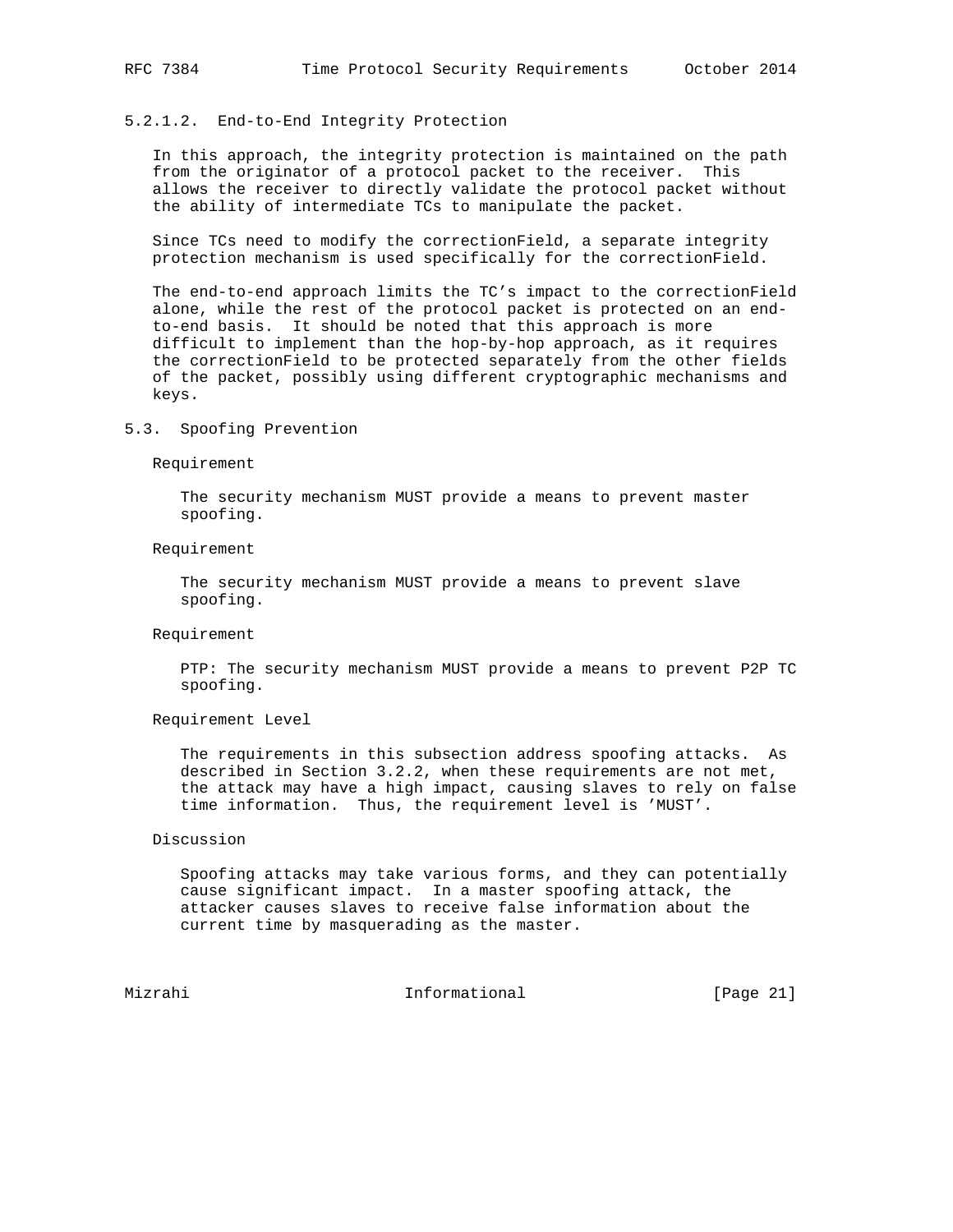#### 5.2.1.2. End-to-End Integrity Protection

In this approach, the integrity protection is maintained on the path from the originator of a protocol packet to the receiver. This allows the receiver to directly validate the protocol packet without the ability of intermediate TCs to manipulate the packet.

Since TCs need to modify the correctionField, a separate integrity protection mechanism is used specifically for the correctionField.

The end-to-end approach limits the TC's impact to the correctionField alone, while the rest of the protocol packet is protected on an end-to-end basis. It should be noted that this approach is more difficult to implement than the hop-by-hop approach, as it requires the correctionField to be protected separately from the other fields of the packet, possibly using different cryptographic mechanisms and keys.

### 5.3. Spoofing Prevention

Requirement

The security mechanism MUST provide a means to prevent master spoofing.

Requirement

The security mechanism MUST provide a means to prevent slave spoofing.

Requirement

PTP: The security mechanism MUST provide a means to prevent P2P TC spoofing.

Requirement Level

The requirements in this subsection address spoofing attacks. As described in Section 3.2.2, when these requirements are not met, the attack may have a high impact, causing slaves to rely on false time information. Thus, the requirement level is 'MUST'.

Discussion

Spoofing attacks may take various forms, and they can potentially cause significant impact. In a master spoofing attack, the attacker causes slaves to receive false information about the current time by masquerading as the master.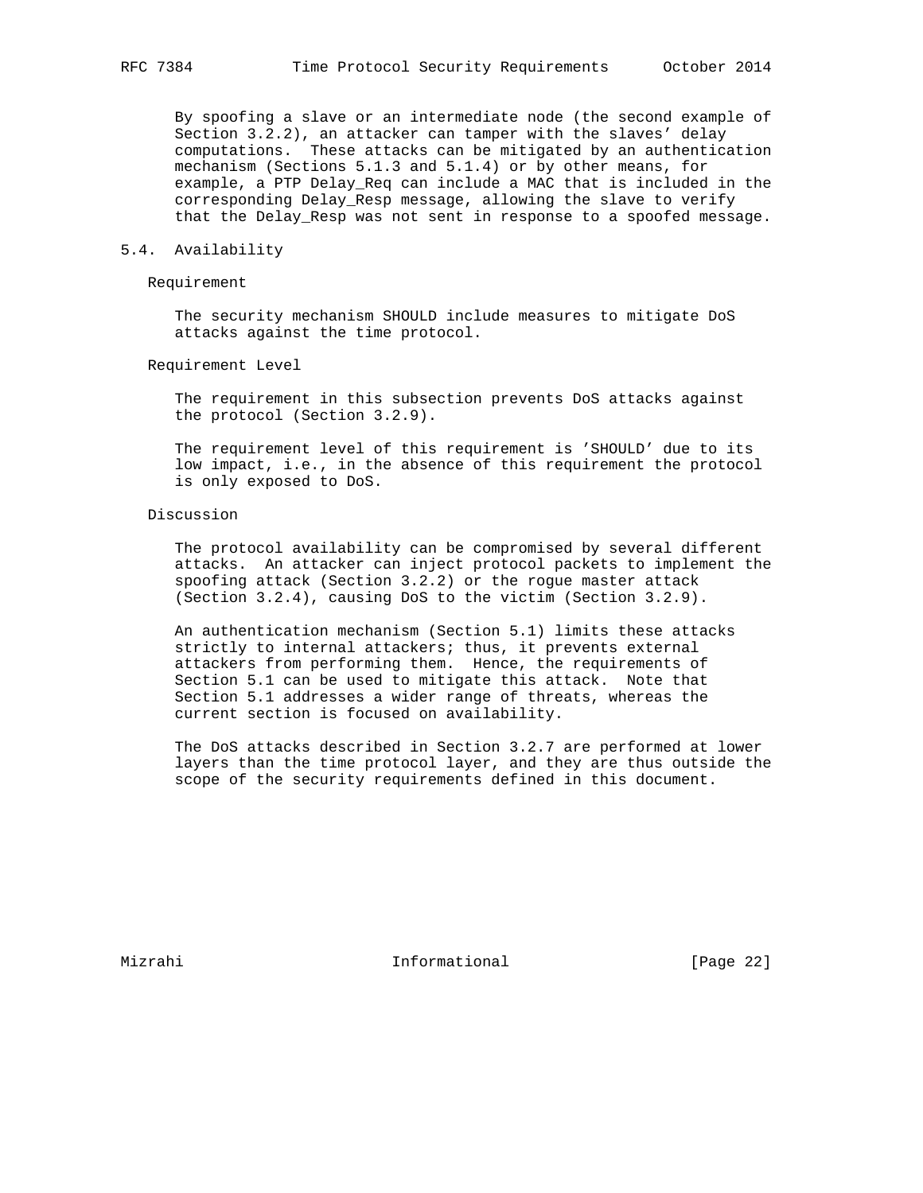By spoofing a slave or an intermediate node (the second example of Section 3.2.2), an attacker can tamper with the slaves' delay computations. These attacks can be mitigated by an authentication mechanism (Sections 5.1.3 and 5.1.4) or by other means, for example, a PTP Delay_Req can include a MAC that is included in the corresponding Delay_Resp message, allowing the slave to verify that the Delay_Resp was not sent in response to a spoofed message.

## 5.4. Availability

Requirement

The security mechanism SHOULD include measures to mitigate DoS attacks against the time protocol.

Requirement Level

The requirement in this subsection prevents DoS attacks against the protocol (Section 3.2.9).

The requirement level of this requirement is 'SHOULD' due to its low impact, i.e., in the absence of this requirement the protocol is only exposed to DoS.

Discussion

The protocol availability can be compromised by several different attacks. An attacker can inject protocol packets to implement the spoofing attack (Section 3.2.2) or the rogue master attack (Section 3.2.4), causing DoS to the victim (Section 3.2.9).

An authentication mechanism (Section 5.1) limits these attacks strictly to internal attackers; thus, it prevents external attackers from performing them. Hence, the requirements of Section 5.1 can be used to mitigate this attack. Note that Section 5.1 addresses a wider range of threats, whereas the current section is focused on availability.

The DoS attacks described in Section 3.2.7 are performed at lower layers than the time protocol layer, and they are thus outside the scope of the security requirements defined in this document.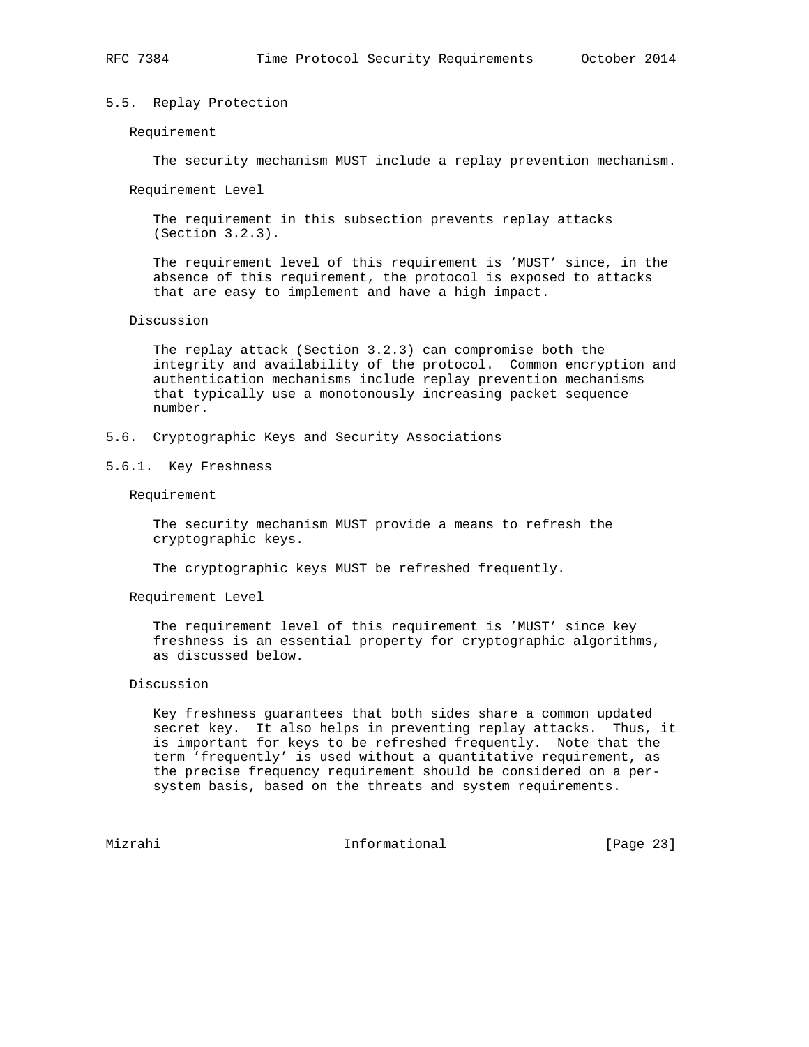### 5.5. Replay Protection

Requirement

The security mechanism MUST include a replay prevention mechanism.

Requirement Level

The requirement in this subsection prevents replay attacks (Section 3.2.3).

The requirement level of this requirement is 'MUST' since, in the absence of this requirement, the protocol is exposed to attacks that are easy to implement and have a high impact.

Discussion

The replay attack (Section 3.2.3) can compromise both the integrity and availability of the protocol. Common encryption and authentication mechanisms include replay prevention mechanisms that typically use a monotonously increasing packet sequence number.

### 5.6. Cryptographic Keys and Security Associations

#### 5.6.1. Key Freshness

Requirement

The security mechanism MUST provide a means to refresh the cryptographic keys.

The cryptographic keys MUST be refreshed frequently.

Requirement Level

The requirement level of this requirement is 'MUST' since key freshness is an essential property for cryptographic algorithms, as discussed below.

Discussion

Key freshness guarantees that both sides share a common updated secret key. It also helps in preventing replay attacks. Thus, it is important for keys to be refreshed frequently. Note that the term 'frequently' is used without a quantitative requirement, as the precise frequency requirement should be considered on a per-system basis, based on the threats and system requirements.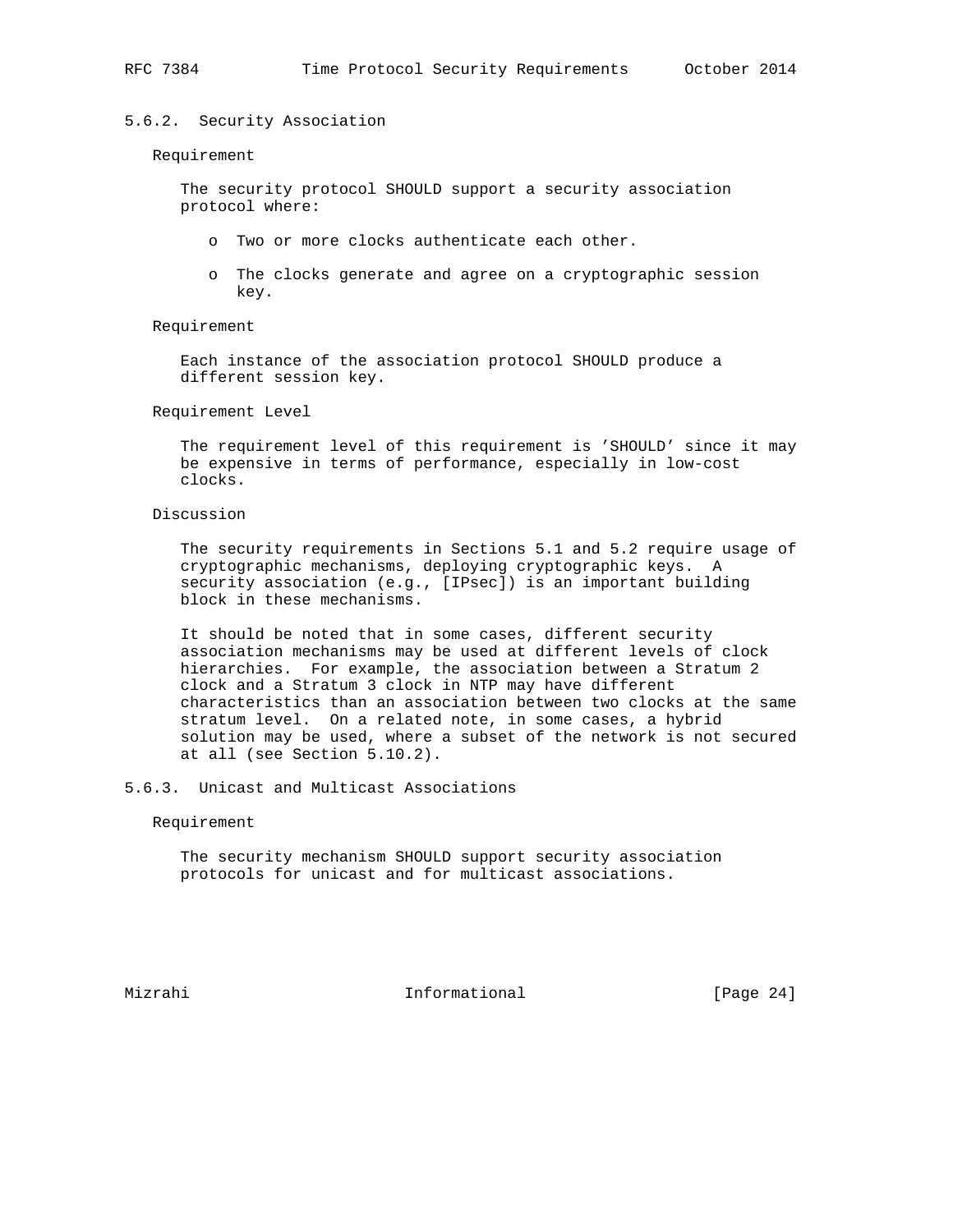### 5.6.2. Security Association

Requirement

The security protocol SHOULD support a security association protocol where:

- Two or more clocks authenticate each other.
- The clocks generate and agree on a cryptographic session key.

Requirement

Each instance of the association protocol SHOULD produce a different session key.

Requirement Level

The requirement level of this requirement is 'SHOULD' since it may be expensive in terms of performance, especially in low-cost clocks.

Discussion

The security requirements in Sections 5.1 and 5.2 require usage of cryptographic mechanisms, deploying cryptographic keys. A security association (e.g., [IPsec]) is an important building block in these mechanisms.

It should be noted that in some cases, different security association mechanisms may be used at different levels of clock hierarchies. For example, the association between a Stratum 2 clock and a Stratum 3 clock in NTP may have different characteristics than an association between two clocks at the same stratum level. On a related note, in some cases, a hybrid solution may be used, where a subset of the network is not secured at all (see Section 5.10.2).

### 5.6.3. Unicast and Multicast Associations

Requirement

The security mechanism SHOULD support security association protocols for unicast and for multicast associations.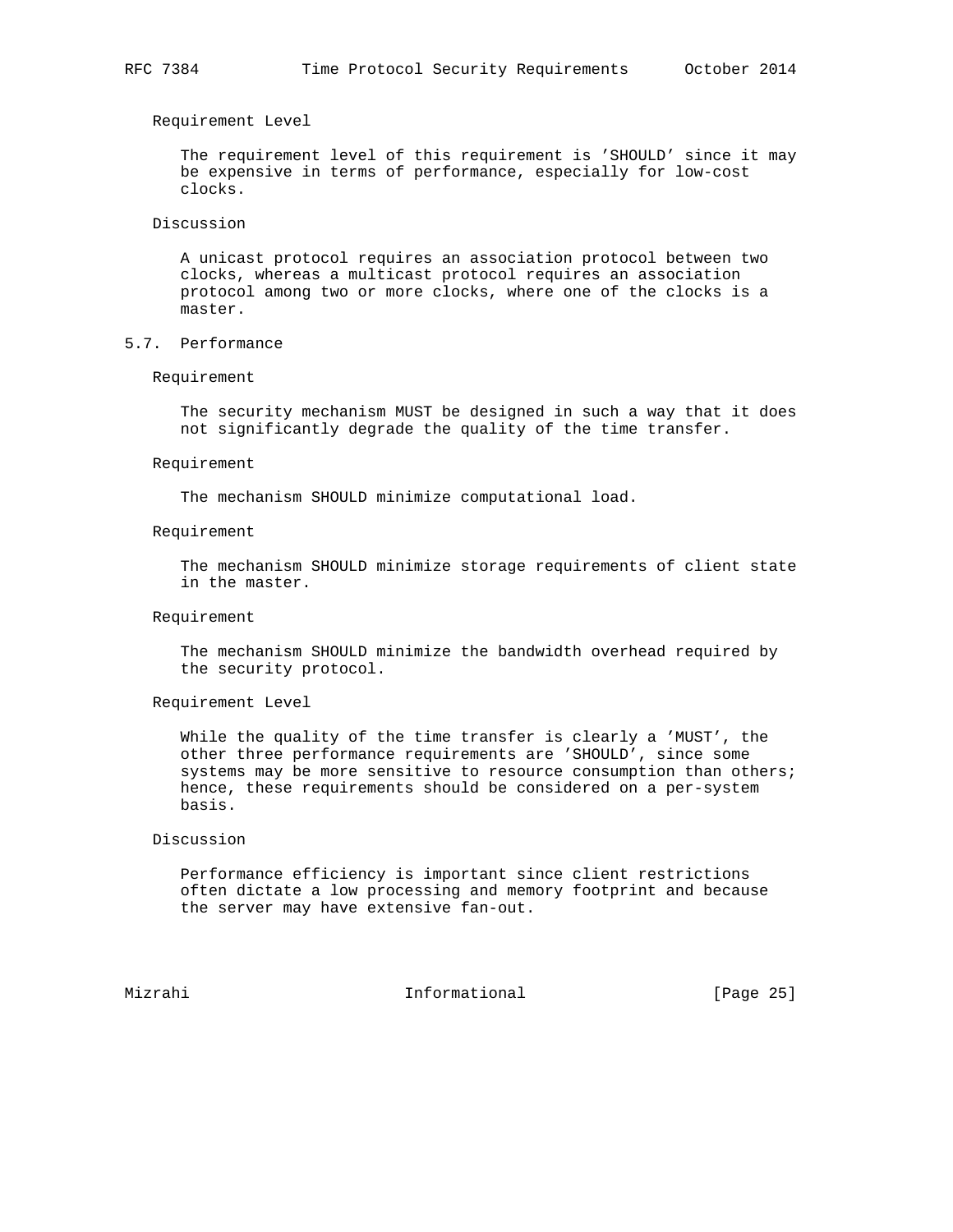Requirement Level

The requirement level of this requirement is 'SHOULD' since it may be expensive in terms of performance, especially for low-cost clocks.

Discussion

A unicast protocol requires an association protocol between two clocks, whereas a multicast protocol requires an association protocol among two or more clocks, where one of the clocks is a master.

### 5.7. Performance

Requirement

The security mechanism MUST be designed in such a way that it does not significantly degrade the quality of the time transfer.

Requirement

The mechanism SHOULD minimize computational load.

Requirement

The mechanism SHOULD minimize storage requirements of client state in the master.

Requirement

The mechanism SHOULD minimize the bandwidth overhead required by the security protocol.

Requirement Level

While the quality of the time transfer is clearly a 'MUST', the other three performance requirements are 'SHOULD', since some systems may be more sensitive to resource consumption than others; hence, these requirements should be considered on a per-system basis.

Discussion

Performance efficiency is important since client restrictions often dictate a low processing and memory footprint and because the server may have extensive fan-out.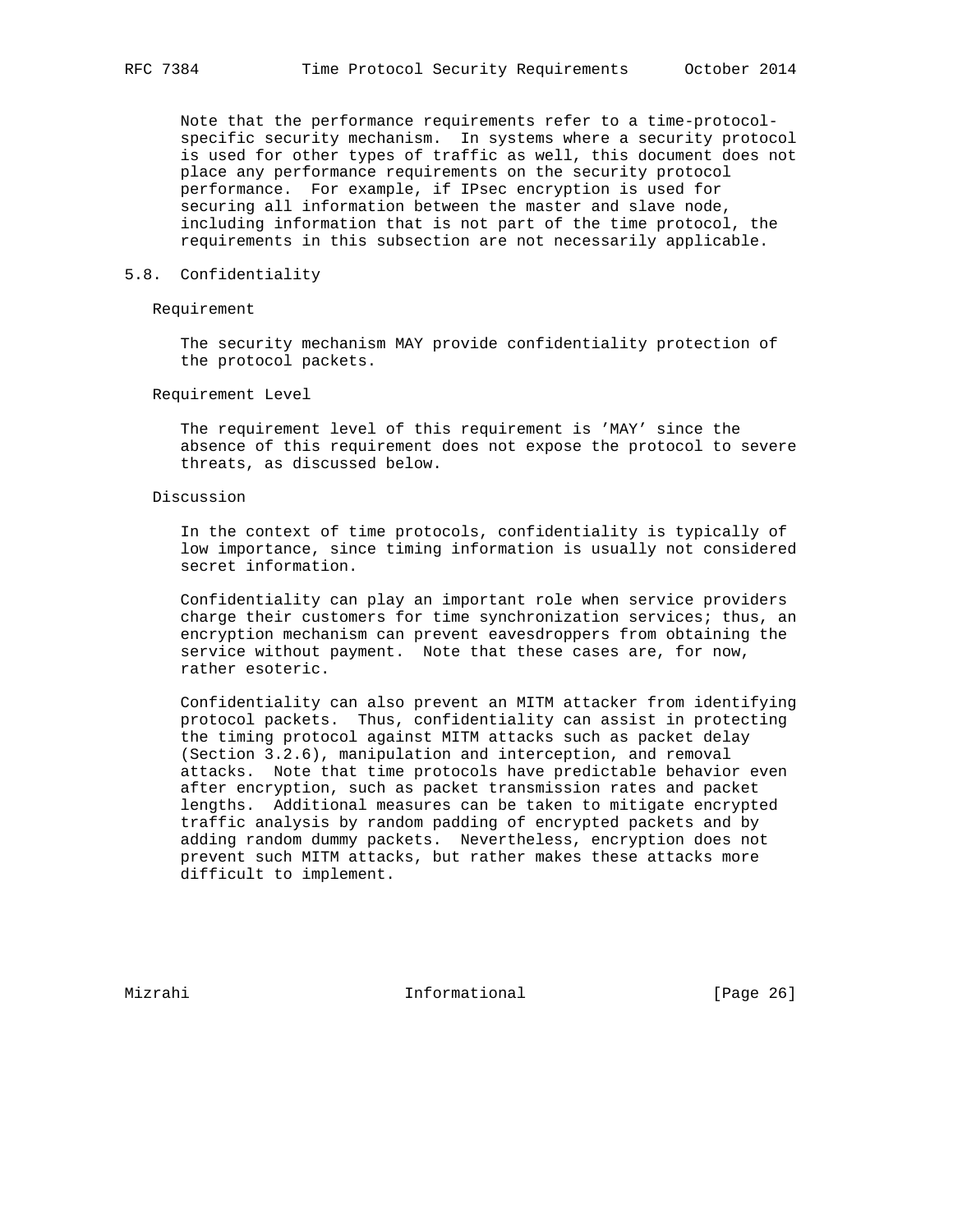Note that the performance requirements refer to a time-protocol-specific security mechanism. In systems where a security protocol is used for other types of traffic as well, this document does not place any performance requirements on the security protocol performance. For example, if IPsec encryption is used for securing all information between the master and slave node, including information that is not part of the time protocol, the requirements in this subsection are not necessarily applicable.

## 5.8. Confidentiality

Requirement

The security mechanism MAY provide confidentiality protection of the protocol packets.

Requirement Level

The requirement level of this requirement is 'MAY' since the absence of this requirement does not expose the protocol to severe threats, as discussed below.

Discussion

In the context of time protocols, confidentiality is typically of low importance, since timing information is usually not considered secret information.

Confidentiality can play an important role when service providers charge their customers for time synchronization services; thus, an encryption mechanism can prevent eavesdroppers from obtaining the service without payment. Note that these cases are, for now, rather esoteric.

Confidentiality can also prevent an MITM attacker from identifying protocol packets. Thus, confidentiality can assist in protecting the timing protocol against MITM attacks such as packet delay (Section 3.2.6), manipulation and interception, and removal attacks. Note that time protocols have predictable behavior even after encryption, such as packet transmission rates and packet lengths. Additional measures can be taken to mitigate encrypted traffic analysis by random padding of encrypted packets and by adding random dummy packets. Nevertheless, encryption does not prevent such MITM attacks, but rather makes these attacks more difficult to implement.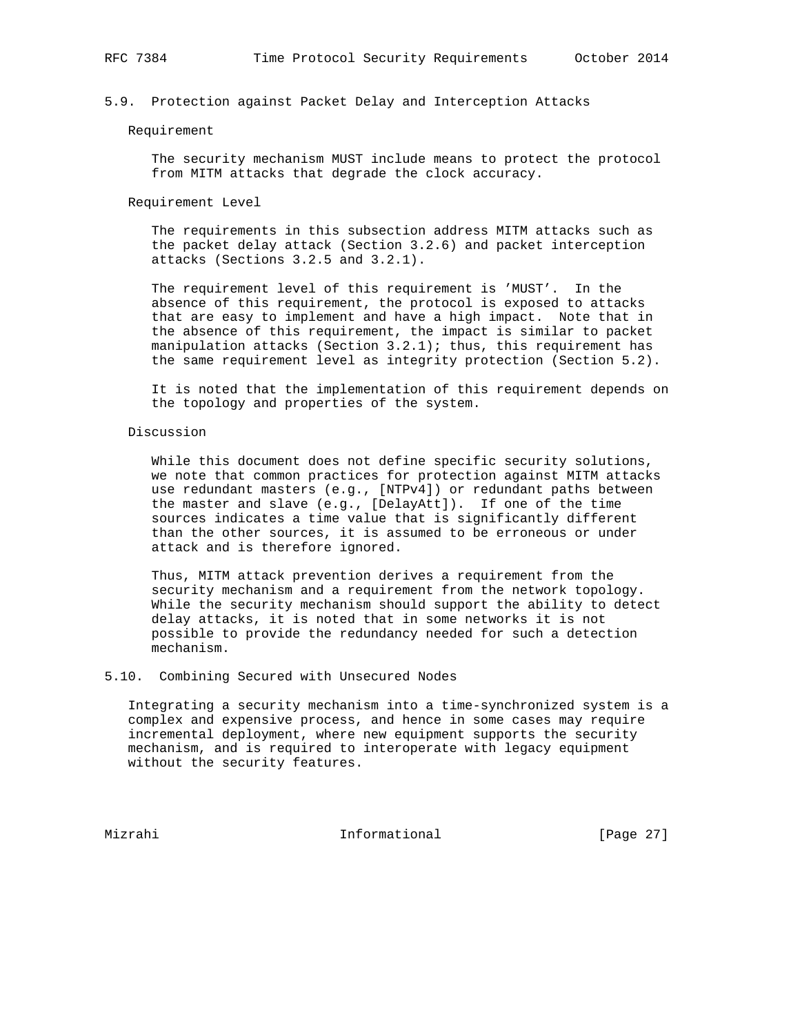### 5.9. Protection against Packet Delay and Interception Attacks

Requirement

The security mechanism MUST include means to protect the protocol from MITM attacks that degrade the clock accuracy.

Requirement Level

The requirements in this subsection address MITM attacks such as the packet delay attack (Section 3.2.6) and packet interception attacks (Sections 3.2.5 and 3.2.1).

The requirement level of this requirement is 'MUST'. In the absence of this requirement, the protocol is exposed to attacks that are easy to implement and have a high impact. Note that in the absence of this requirement, the impact is similar to packet manipulation attacks (Section 3.2.1); thus, this requirement has the same requirement level as integrity protection (Section 5.2).

It is noted that the implementation of this requirement depends on the topology and properties of the system.

Discussion

While this document does not define specific security solutions, we note that common practices for protection against MITM attacks use redundant masters (e.g., [NTPv4]) or redundant paths between the master and slave (e.g., [DelayAtt]). If one of the time sources indicates a time value that is significantly different than the other sources, it is assumed to be erroneous or under attack and is therefore ignored.

Thus, MITM attack prevention derives a requirement from the security mechanism and a requirement from the network topology. While the security mechanism should support the ability to detect delay attacks, it is noted that in some networks it is not possible to provide the redundancy needed for such a detection mechanism.

### 5.10. Combining Secured with Unsecured Nodes

Integrating a security mechanism into a time-synchronized system is a complex and expensive process, and hence in some cases may require incremental deployment, where new equipment supports the security mechanism, and is required to interoperate with legacy equipment without the security features.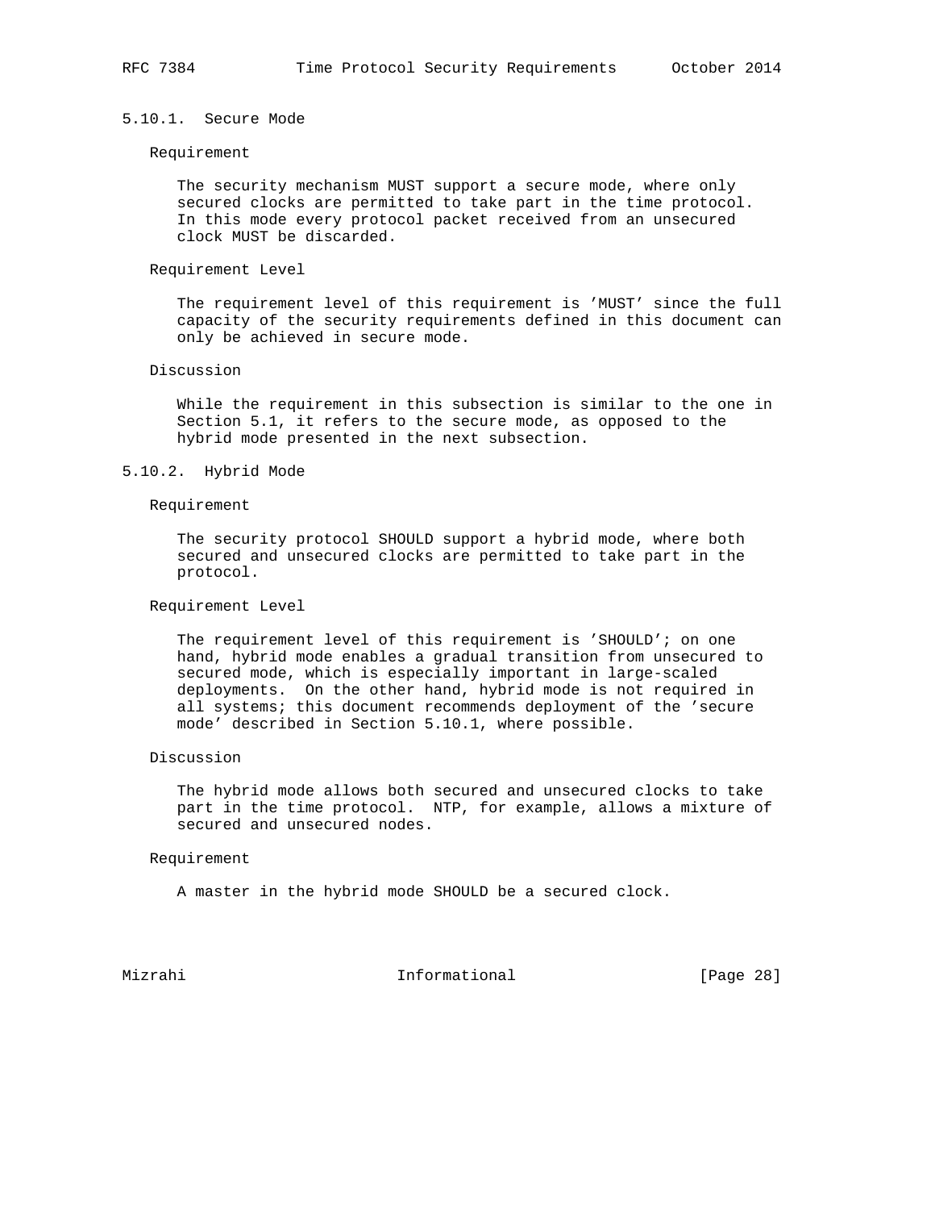#### 5.10.1. Secure Mode

Requirement

The security mechanism MUST support a secure mode, where only secured clocks are permitted to take part in the time protocol. In this mode every protocol packet received from an unsecured clock MUST be discarded.

Requirement Level

The requirement level of this requirement is 'MUST' since the full capacity of the security requirements defined in this document can only be achieved in secure mode.

Discussion

While the requirement in this subsection is similar to the one in Section 5.1, it refers to the secure mode, as opposed to the hybrid mode presented in the next subsection.

#### 5.10.2. Hybrid Mode

Requirement

The security protocol SHOULD support a hybrid mode, where both secured and unsecured clocks are permitted to take part in the protocol.

Requirement Level

The requirement level of this requirement is 'SHOULD'; on one hand, hybrid mode enables a gradual transition from unsecured to secured mode, which is especially important in large-scaled deployments. On the other hand, hybrid mode is not required in all systems; this document recommends deployment of the 'secure mode' described in Section 5.10.1, where possible.

Discussion

The hybrid mode allows both secured and unsecured clocks to take part in the time protocol. NTP, for example, allows a mixture of secured and unsecured nodes.

Requirement

A master in the hybrid mode SHOULD be a secured clock.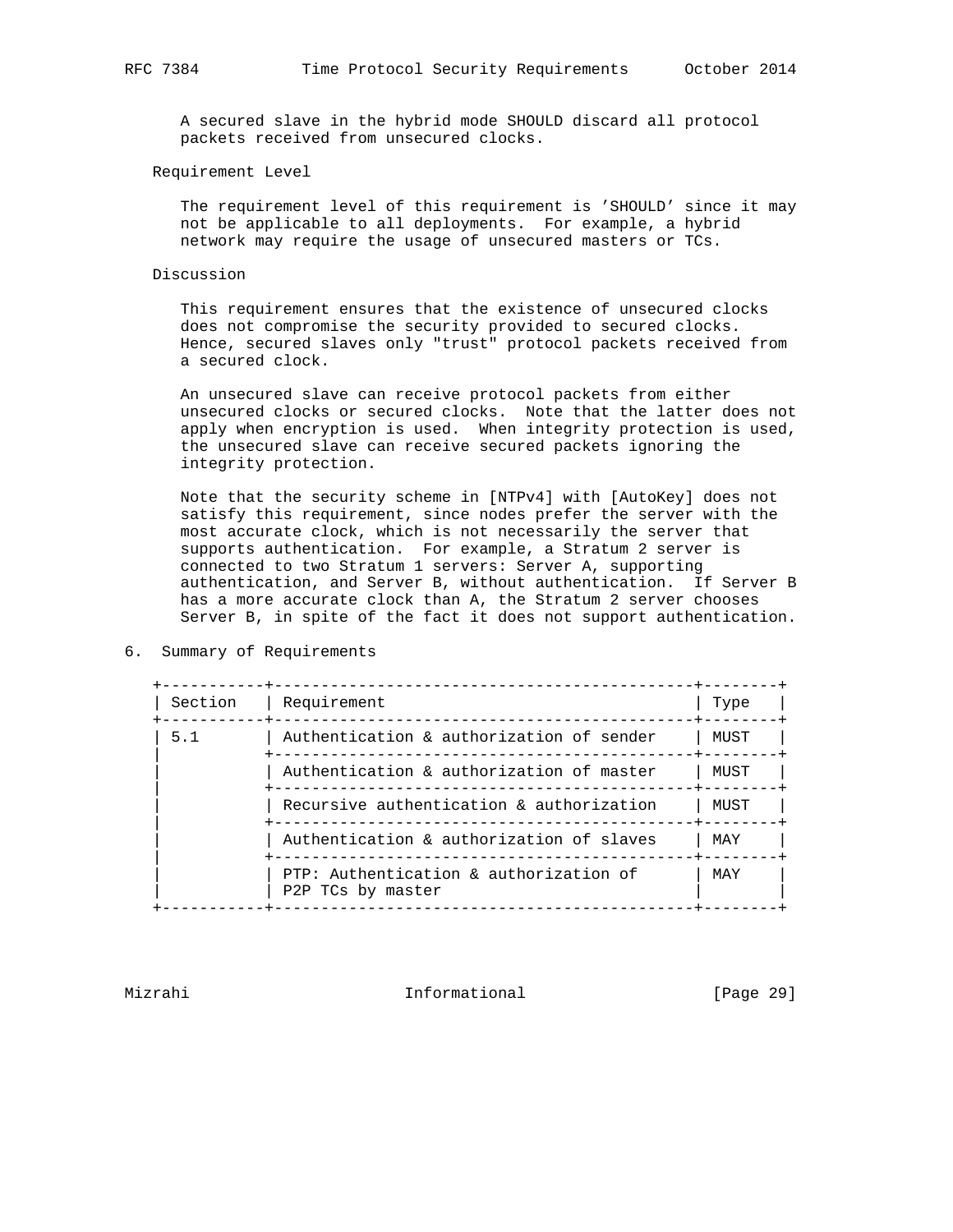A secured slave in the hybrid mode SHOULD discard all protocol packets received from unsecured clocks.

Requirement Level

The requirement level of this requirement is 'SHOULD' since it may not be applicable to all deployments. For example, a hybrid network may require the usage of unsecured masters or TCs.

Discussion

This requirement ensures that the existence of unsecured clocks does not compromise the security provided to secured clocks. Hence, secured slaves only "trust" protocol packets received from a secured clock.

An unsecured slave can receive protocol packets from either unsecured clocks or secured clocks. Note that the latter does not apply when encryption is used. When integrity protection is used, the unsecured slave can receive secured packets ignoring the integrity protection.

Note that the security scheme in [NTPv4] with [AutoKey] does not satisfy this requirement, since nodes prefer the server with the most accurate clock, which is not necessarily the server that supports authentication. For example, a Stratum 2 server is connected to two Stratum 1 servers: Server A, supporting authentication, and Server B, without authentication. If Server B has a more accurate clock than A, the Stratum 2 server chooses Server B, in spite of the fact it does not support authentication.

## 6. Summary of Requirements

| Section | Requirement | Type |
|---|---|---|
| 5.1 | Authentication & authorization of sender | MUST |
| | Authentication & authorization of master | MUST |
| | Recursive authentication & authorization | MUST |
| | Authentication & authorization of slaves | MAY |
| | PTP: Authentication & authorization of P2P TCs by master | MAY |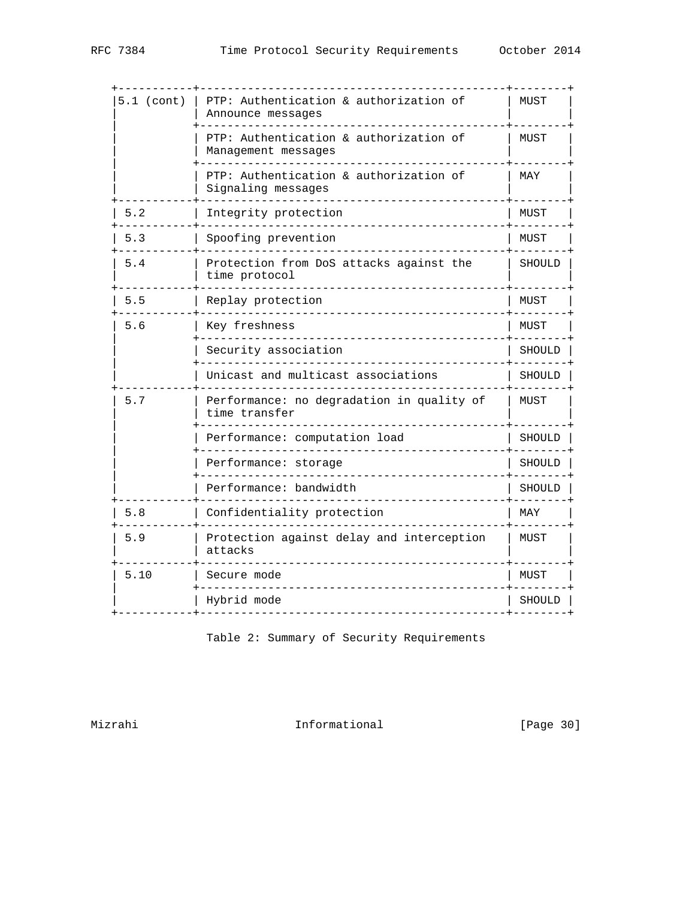| Section | Requirement | Type |
|---|---|---|
| 5.1 (cont) | PTP: Authentication & authorization of Announce messages | MUST |
| | PTP: Authentication & authorization of Management messages | MUST |
| | PTP: Authentication & authorization of Signaling messages | MAY |
| 5.2 | Integrity protection | MUST |
| 5.3 | Spoofing prevention | MUST |
| 5.4 | Protection from DoS attacks against the time protocol | SHOULD |
| 5.5 | Replay protection | MUST |
| 5.6 | Key freshness | MUST |
| | Security association | SHOULD |
| | Unicast and multicast associations | SHOULD |
| 5.7 | Performance: no degradation in quality of time transfer | MUST |
| | Performance: computation load | SHOULD |
| | Performance: storage | SHOULD |
| | Performance: bandwidth | SHOULD |
| 5.8 | Confidentiality protection | MAY |
| 5.9 | Protection against delay and interception attacks | MUST |
| 5.10 | Secure mode | MUST |
| | Hybrid mode | SHOULD |

Table 2: Summary of Security Requirements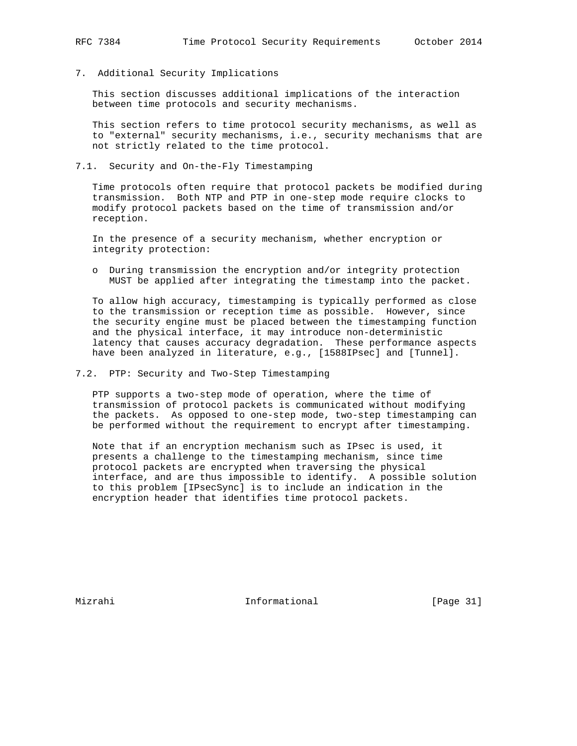## 7. Additional Security Implications

This section discusses additional implications of the interaction between time protocols and security mechanisms.

This section refers to time protocol security mechanisms, as well as to "external" security mechanisms, i.e., security mechanisms that are not strictly related to the time protocol.

### 7.1. Security and On-the-Fly Timestamping

Time protocols often require that protocol packets be modified during transmission. Both NTP and PTP in one-step mode require clocks to modify protocol packets based on the time of transmission and/or reception.

In the presence of a security mechanism, whether encryption or integrity protection:

- During transmission the encryption and/or integrity protection MUST be applied after integrating the timestamp into the packet.

To allow high accuracy, timestamping is typically performed as close to the transmission or reception time as possible. However, since the security engine must be placed between the timestamping function and the physical interface, it may introduce non-deterministic latency that causes accuracy degradation. These performance aspects have been analyzed in literature, e.g., [1588IPsec] and [Tunnel].

### 7.2. PTP: Security and Two-Step Timestamping

PTP supports a two-step mode of operation, where the time of transmission of protocol packets is communicated without modifying the packets. As opposed to one-step mode, two-step timestamping can be performed without the requirement to encrypt after timestamping.

Note that if an encryption mechanism such as IPsec is used, it presents a challenge to the timestamping mechanism, since time protocol packets are encrypted when traversing the physical interface, and are thus impossible to identify. A possible solution to this problem [IPsecSync] is to include an indication in the encryption header that identifies time protocol packets.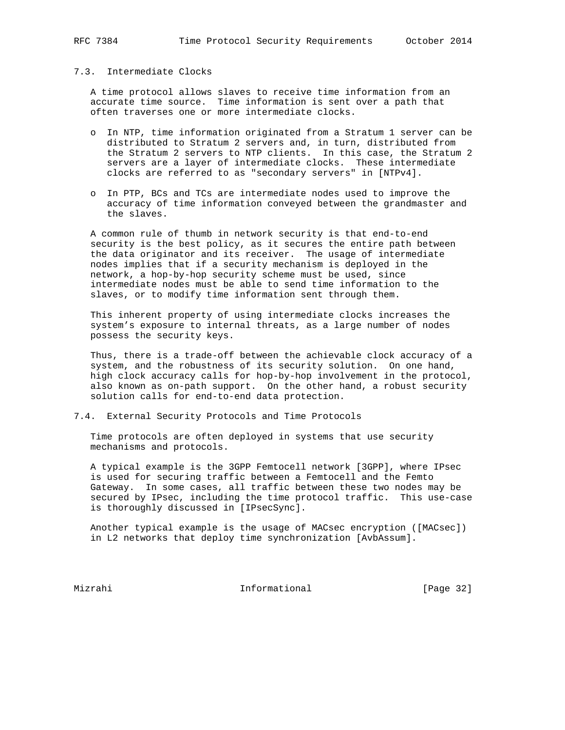### 7.3. Intermediate Clocks

A time protocol allows slaves to receive time information from an accurate time source. Time information is sent over a path that often traverses one or more intermediate clocks.

- In NTP, time information originated from a Stratum 1 server can be distributed to Stratum 2 servers and, in turn, distributed from the Stratum 2 servers to NTP clients. In this case, the Stratum 2 servers are a layer of intermediate clocks. These intermediate clocks are referred to as "secondary servers" in [NTPv4].

- In PTP, BCs and TCs are intermediate nodes used to improve the accuracy of time information conveyed between the grandmaster and the slaves.

A common rule of thumb in network security is that end-to-end security is the best policy, as it secures the entire path between the data originator and its receiver. The usage of intermediate nodes implies that if a security mechanism is deployed in the network, a hop-by-hop security scheme must be used, since intermediate nodes must be able to send time information to the slaves, or to modify time information sent through them.

This inherent property of using intermediate clocks increases the system's exposure to internal threats, as a large number of nodes possess the security keys.

Thus, there is a trade-off between the achievable clock accuracy of a system, and the robustness of its security solution. On one hand, high clock accuracy calls for hop-by-hop involvement in the protocol, also known as on-path support. On the other hand, a robust security solution calls for end-to-end data protection.

### 7.4. External Security Protocols and Time Protocols

Time protocols are often deployed in systems that use security mechanisms and protocols.

A typical example is the 3GPP Femtocell network [3GPP], where IPsec is used for securing traffic between a Femtocell and the Femto Gateway. In some cases, all traffic between these two nodes may be secured by IPsec, including the time protocol traffic. This use-case is thoroughly discussed in [IPsecSync].

Another typical example is the usage of MACsec encryption ([MACsec]) in L2 networks that deploy time synchronization [AvbAssum].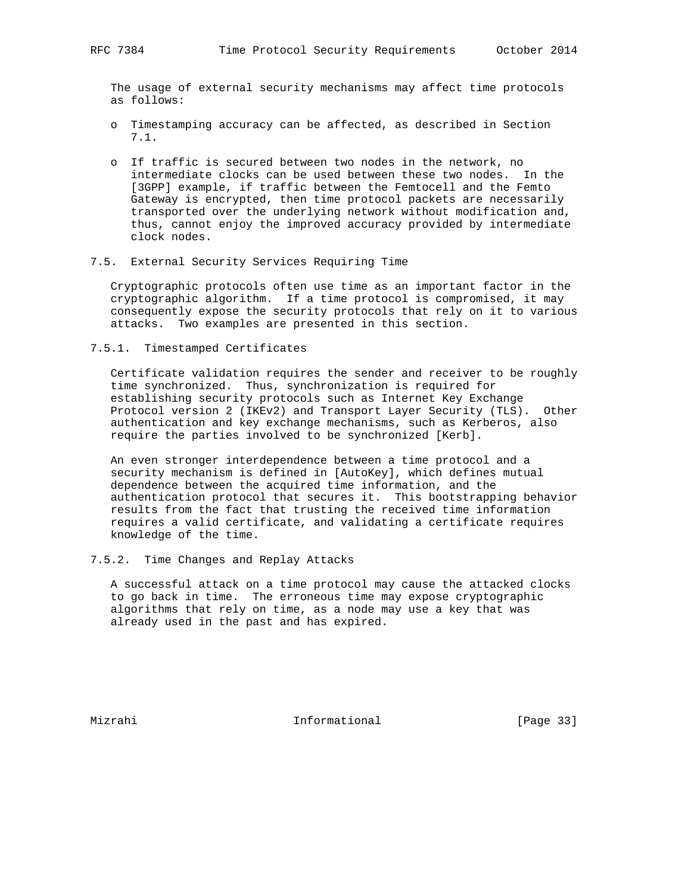The usage of external security mechanisms may affect time protocols as follows:

- Timestamping accuracy can be affected, as described in Section 7.1.

- If traffic is secured between two nodes in the network, no intermediate clocks can be used between these two nodes. In the [3GPP] example, if traffic between the Femtocell and the Femto Gateway is encrypted, then time protocol packets are necessarily transported over the underlying network without modification and, thus, cannot enjoy the improved accuracy provided by intermediate clock nodes.

### 7.5. External Security Services Requiring Time

Cryptographic protocols often use time as an important factor in the cryptographic algorithm. If a time protocol is compromised, it may consequently expose the security protocols that rely on it to various attacks. Two examples are presented in this section.

#### 7.5.1. Timestamped Certificates

Certificate validation requires the sender and receiver to be roughly time synchronized. Thus, synchronization is required for establishing security protocols such as Internet Key Exchange Protocol version 2 (IKEv2) and Transport Layer Security (TLS). Other authentication and key exchange mechanisms, such as Kerberos, also require the parties involved to be synchronized [Kerb].

An even stronger interdependence between a time protocol and a security mechanism is defined in [AutoKey], which defines mutual dependence between the acquired time information, and the authentication protocol that secures it. This bootstrapping behavior results from the fact that trusting the received time information requires a valid certificate, and validating a certificate requires knowledge of the time.

#### 7.5.2. Time Changes and Replay Attacks

A successful attack on a time protocol may cause the attacked clocks to go back in time. The erroneous time may expose cryptographic algorithms that rely on time, as a node may use a key that was already used in the past and has expired.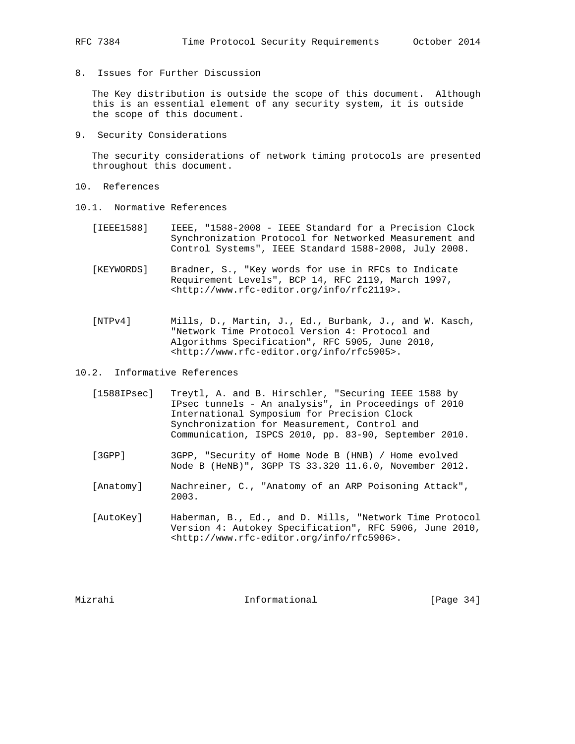## 8. Issues for Further Discussion

The Key distribution is outside the scope of this document. Although this is an essential element of any security system, it is outside the scope of this document.

## 9. Security Considerations

The security considerations of network timing protocols are presented throughout this document.

## 10. References

### 10.1. Normative References

[IEEE1588] IEEE, "1588-2008 - IEEE Standard for a Precision Clock Synchronization Protocol for Networked Measurement and Control Systems", IEEE Standard 1588-2008, July 2008.

[KEYWORDS] Bradner, S., "Key words for use in RFCs to Indicate Requirement Levels", BCP 14, RFC 2119, March 1997, <http://www.rfc-editor.org/info/rfc2119>.

[NTPv4] Mills, D., Martin, J., Ed., Burbank, J., and W. Kasch, "Network Time Protocol Version 4: Protocol and Algorithms Specification", RFC 5905, June 2010, <http://www.rfc-editor.org/info/rfc5905>.

### 10.2. Informative References

[1588IPsec] Treytl, A. and B. Hirschler, "Securing IEEE 1588 by IPsec tunnels - An analysis", in Proceedings of 2010 International Symposium for Precision Clock Synchronization for Measurement, Control and Communication, ISPCS 2010, pp. 83-90, September 2010.

[3GPP] 3GPP, "Security of Home Node B (HNB) / Home evolved Node B (HeNB)", 3GPP TS 33.320 11.6.0, November 2012.

[Anatomy] Nachreiner, C., "Anatomy of an ARP Poisoning Attack", 2003.

[AutoKey] Haberman, B., Ed., and D. Mills, "Network Time Protocol Version 4: Autokey Specification", RFC 5906, June 2010, <http://www.rfc-editor.org/info/rfc5906>.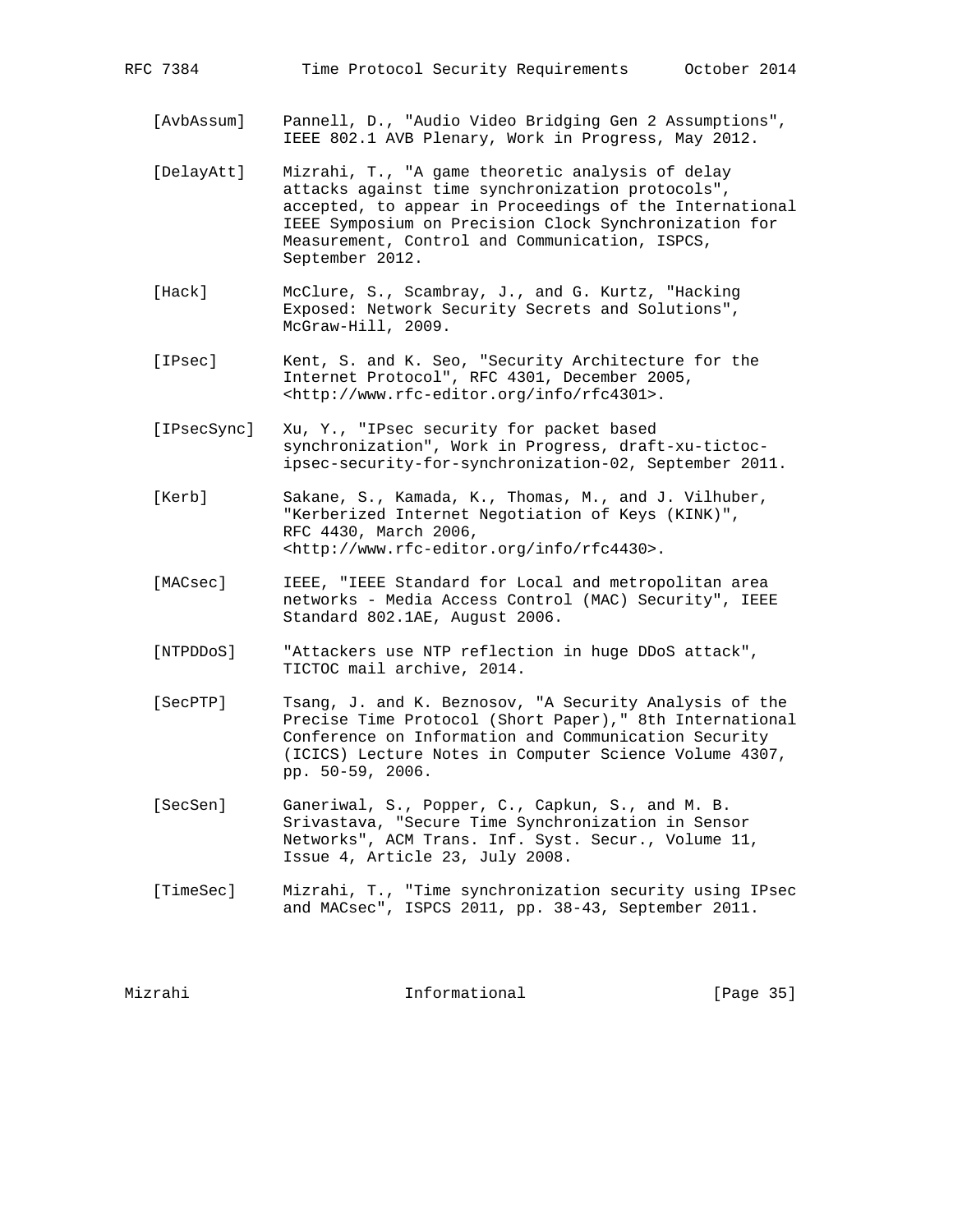[AvbAssum] Pannell, D., "Audio Video Bridging Gen 2 Assumptions", IEEE 802.1 AVB Plenary, Work in Progress, May 2012.

[DelayAtt] Mizrahi, T., "A game theoretic analysis of delay attacks against time synchronization protocols", accepted, to appear in Proceedings of the International IEEE Symposium on Precision Clock Synchronization for Measurement, Control and Communication, ISPCS, September 2012.

[Hack] McClure, S., Scambray, J., and G. Kurtz, "Hacking Exposed: Network Security Secrets and Solutions", McGraw-Hill, 2009.

[IPsec] Kent, S. and K. Seo, "Security Architecture for the Internet Protocol", RFC 4301, December 2005, <http://www.rfc-editor.org/info/rfc4301>.

[IPsecSync] Xu, Y., "IPsec security for packet based synchronization", Work in Progress, draft-xu-tictoc-ipsec-security-for-synchronization-02, September 2011.

[Kerb] Sakane, S., Kamada, K., Thomas, M., and J. Vilhuber, "Kerberized Internet Negotiation of Keys (KINK)", RFC 4430, March 2006, <http://www.rfc-editor.org/info/rfc4430>.

[MACsec] IEEE, "IEEE Standard for Local and metropolitan area networks - Media Access Control (MAC) Security", IEEE Standard 802.1AE, August 2006.

[NTPDDoS] "Attackers use NTP reflection in huge DDoS attack", TICTOC mail archive, 2014.

[SecPTP] Tsang, J. and K. Beznosov, "A Security Analysis of the Precise Time Protocol (Short Paper)," 8th International Conference on Information and Communication Security (ICICS) Lecture Notes in Computer Science Volume 4307, pp. 50-59, 2006.

[SecSen] Ganeriwal, S., Popper, C., Capkun, S., and M. B. Srivastava, "Secure Time Synchronization in Sensor Networks", ACM Trans. Inf. Syst. Secur., Volume 11, Issue 4, Article 23, July 2008.

[TimeSec] Mizrahi, T., "Time synchronization security using IPsec and MACsec", ISPCS 2011, pp. 38-43, September 2011.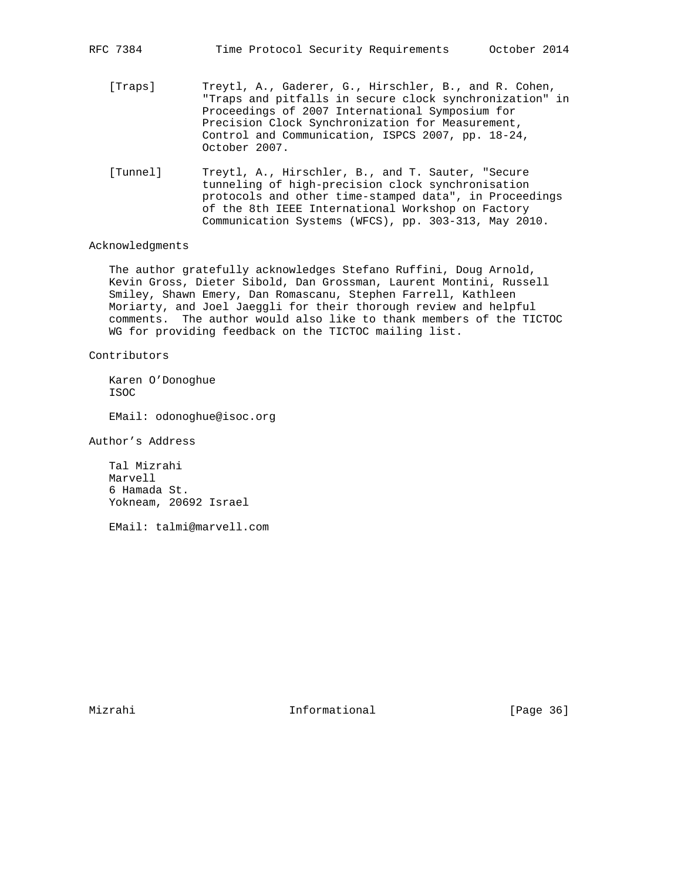[Traps] Treytl, A., Gaderer, G., Hirschler, B., and R. Cohen, "Traps and pitfalls in secure clock synchronization" in Proceedings of 2007 International Symposium for Precision Clock Synchronization for Measurement, Control and Communication, ISPCS 2007, pp. 18-24, October 2007.

[Tunnel] Treytl, A., Hirschler, B., and T. Sauter, "Secure tunneling of high-precision clock synchronisation protocols and other time-stamped data", in Proceedings of the 8th IEEE International Workshop on Factory Communication Systems (WFCS), pp. 303-313, May 2010.

## Acknowledgments

The author gratefully acknowledges Stefano Ruffini, Doug Arnold, Kevin Gross, Dieter Sibold, Dan Grossman, Laurent Montini, Russell Smiley, Shawn Emery, Dan Romascanu, Stephen Farrell, Kathleen Moriarty, and Joel Jaeggli for their thorough review and helpful comments. The author would also like to thank members of the TICTOC WG for providing feedback on the TICTOC mailing list.

## Contributors

Karen O'Donoghue
ISOC

EMail: odonoghue@isoc.org

## Author's Address

Tal Mizrahi
Marvell
6 Hamada St.
Yokneam, 20692 Israel

EMail: talmi@marvell.com